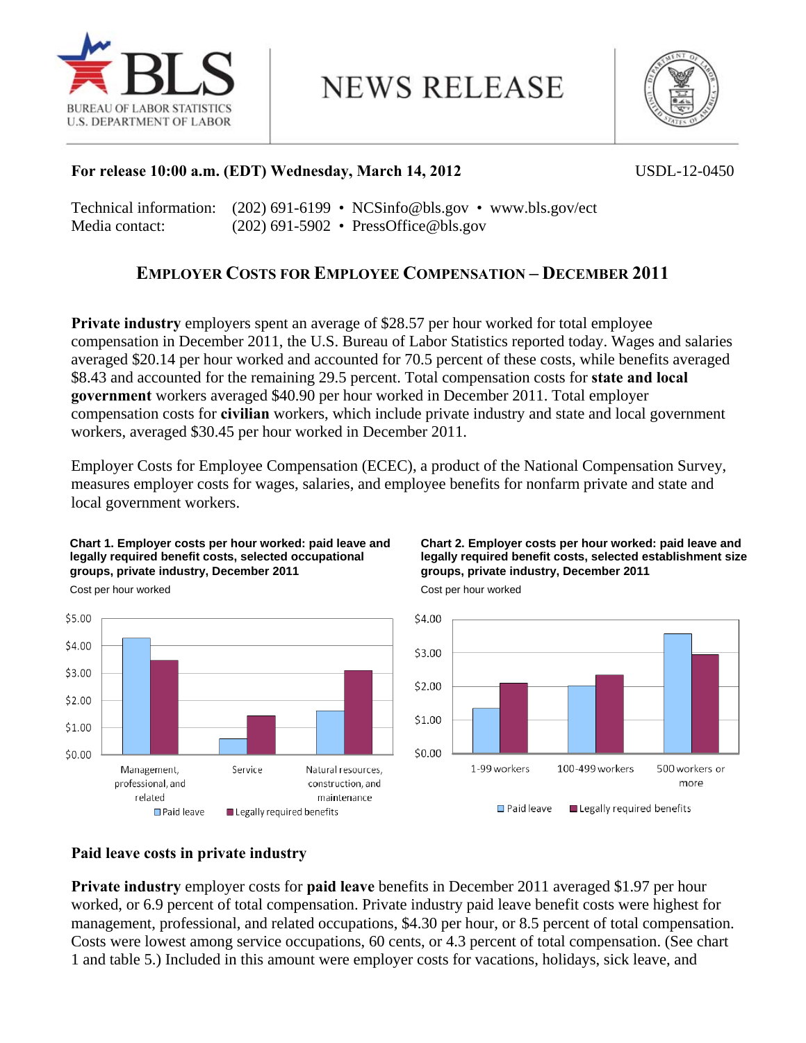For release 10:00 a.m. (EDT) Wednesday, March 14, 2012 USDL-12-0450

Technical information: (202) 691-6199 • NCSinfo@bls.gov • www.bls.gov/ect
Media contact: (202) 691-5902 • PressOffice@bls.gov

# EMPLOYER COSTS FOR EMPLOYEE COMPENSATION – DECEMBER 2011

**Private industry** employers spent an average of $28.57 per hour worked for total employee compensation in December 2011, the U.S. Bureau of Labor Statistics reported today. Wages and salaries averaged $20.14 per hour worked and accounted for 70.5 percent of these costs, while benefits averaged $8.43 and accounted for the remaining 29.5 percent. Total compensation costs for **state and local government** workers averaged $40.90 per hour worked in December 2011. Total employer compensation costs for **civilian** workers, which include private industry and state and local government workers, averaged $30.45 per hour worked in December 2011.

Employer Costs for Employee Compensation (ECEC), a product of the National Compensation Survey, measures employer costs for wages, salaries, and employee benefits for nonfarm private and state and local government workers.

**Chart 1. Employer costs per hour worked: paid leave and legally required benefit costs, selected occupational groups, private industry, December 2011**

Cost per hour worked

**Chart 2. Employer costs per hour worked: paid leave and legally required benefit costs, selected establishment size groups, private industry, December 2011**

Cost per hour worked

## Paid leave costs in private industry

**Private industry** employer costs for **paid leave** benefits in December 2011 averaged $1.97 per hour worked, or 6.9 percent of total compensation. Private industry paid leave benefit costs were highest for management, professional, and related occupations, $4.30 per hour, or 8.5 percent of total compensation. Costs were lowest among service occupations, 60 cents, or 4.3 percent of total compensation. (See chart 1 and table 5.) Included in this amount were employer costs for vacations, holidays, sick leave, and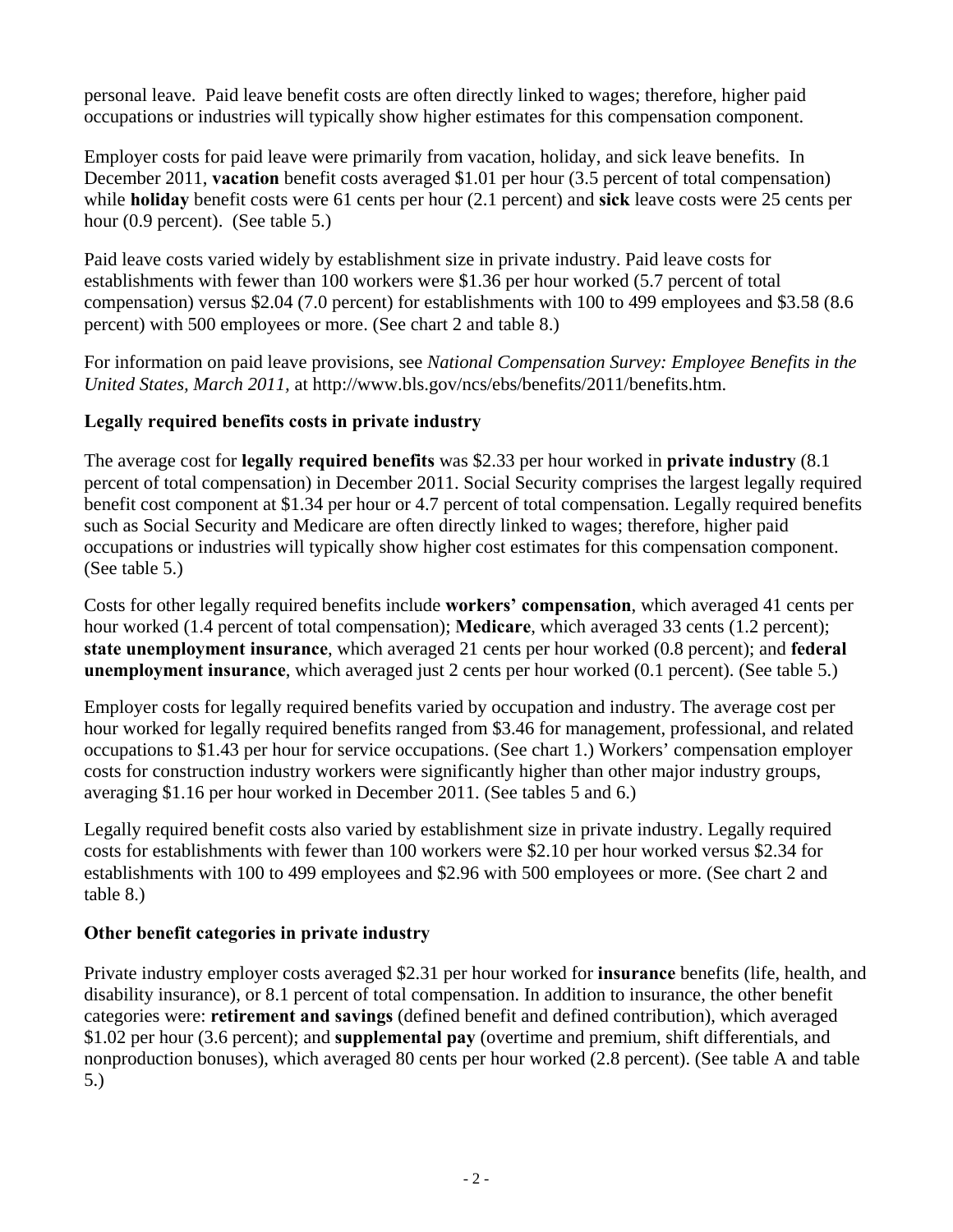personal leave. Paid leave benefit costs are often directly linked to wages; therefore, higher paid occupations or industries will typically show higher estimates for this compensation component.

Employer costs for paid leave were primarily from vacation, holiday, and sick leave benefits. In December 2011, **vacation** benefit costs averaged $1.01 per hour (3.5 percent of total compensation) while **holiday** benefit costs were 61 cents per hour (2.1 percent) and **sick** leave costs were 25 cents per hour (0.9 percent). (See table 5.)

Paid leave costs varied widely by establishment size in private industry. Paid leave costs for establishments with fewer than 100 workers were $1.36 per hour worked (5.7 percent of total compensation) versus $2.04 (7.0 percent) for establishments with 100 to 499 employees and $3.58 (8.6 percent) with 500 employees or more. (See chart 2 and table 8.)

For information on paid leave provisions, see *National Compensation Survey: Employee Benefits in the United States, March 2011,* at http://www.bls.gov/ncs/ebs/benefits/2011/benefits.htm.

### Legally required benefits costs in private industry

The average cost for **legally required benefits** was $2.33 per hour worked in **private industry** (8.1 percent of total compensation) in December 2011. Social Security comprises the largest legally required benefit cost component at $1.34 per hour or 4.7 percent of total compensation. Legally required benefits such as Social Security and Medicare are often directly linked to wages; therefore, higher paid occupations or industries will typically show higher cost estimates for this compensation component. (See table 5.)

Costs for other legally required benefits include **workers' compensation**, which averaged 41 cents per hour worked (1.4 percent of total compensation); **Medicare**, which averaged 33 cents (1.2 percent); **state unemployment insurance**, which averaged 21 cents per hour worked (0.8 percent); and **federal unemployment insurance**, which averaged just 2 cents per hour worked (0.1 percent). (See table 5.)

Employer costs for legally required benefits varied by occupation and industry. The average cost per hour worked for legally required benefits ranged from $3.46 for management, professional, and related occupations to $1.43 per hour for service occupations. (See chart 1.) Workers' compensation employer costs for construction industry workers were significantly higher than other major industry groups, averaging $1.16 per hour worked in December 2011. (See tables 5 and 6.)

Legally required benefit costs also varied by establishment size in private industry. Legally required costs for establishments with fewer than 100 workers were $2.10 per hour worked versus $2.34 for establishments with 100 to 499 employees and $2.96 with 500 employees or more. (See chart 2 and table 8.)

### Other benefit categories in private industry

Private industry employer costs averaged $2.31 per hour worked for **insurance** benefits (life, health, and disability insurance), or 8.1 percent of total compensation. In addition to insurance, the other benefit categories were: **retirement and savings** (defined benefit and defined contribution), which averaged $1.02 per hour (3.6 percent); and **supplemental pay** (overtime and premium, shift differentials, and nonproduction bonuses), which averaged 80 cents per hour worked (2.8 percent). (See table A and table 5.)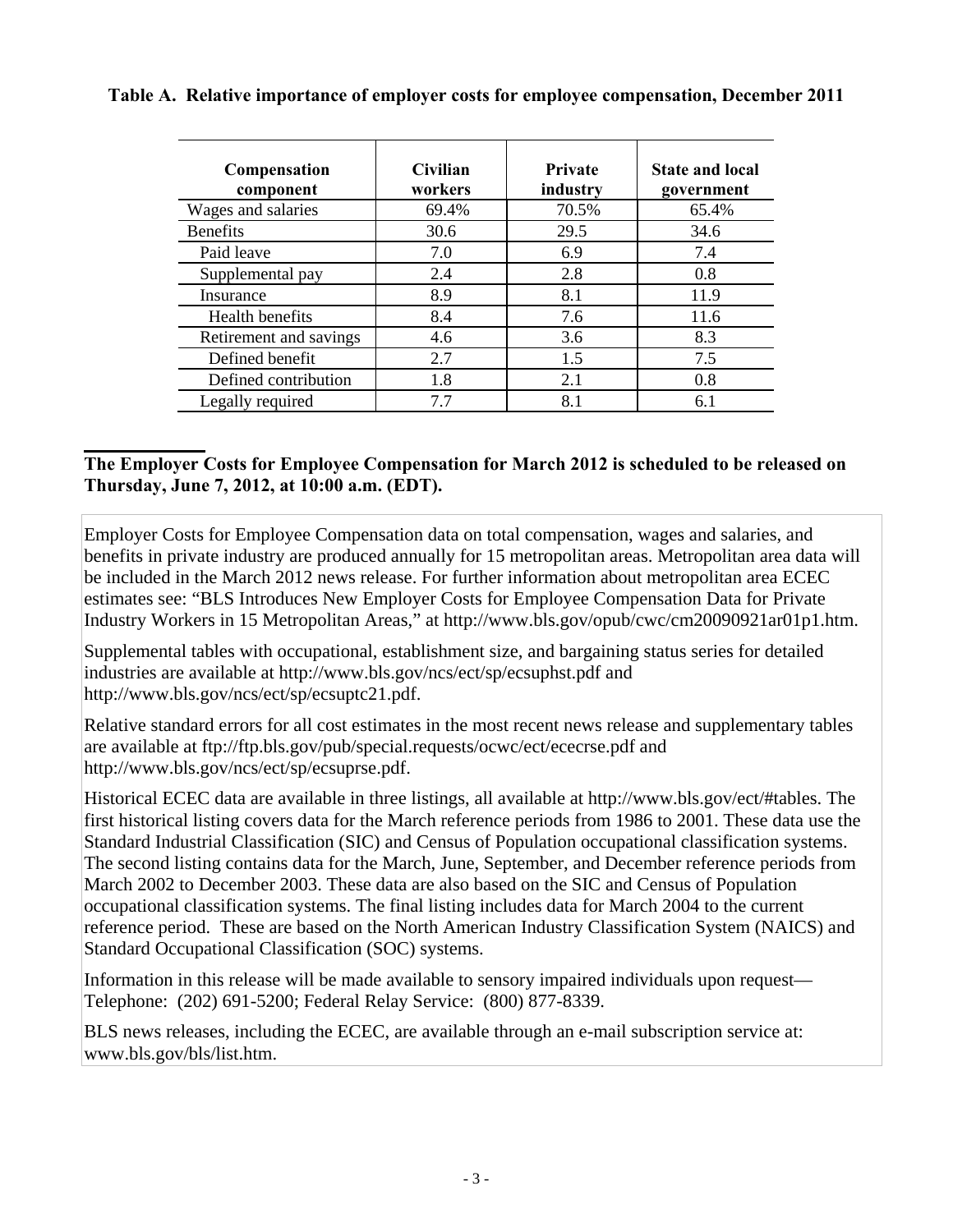**Table A. Relative importance of employer costs for employee compensation, December 2011**

| Compensation component | Civilian workers | Private industry | State and local government |
|---|---|---|---|
| Wages and salaries | 69.4% | 70.5% | 65.4% |
| Benefits | 30.6 | 29.5 | 34.6 |
| Paid leave | 7.0 | 6.9 | 7.4 |
| Supplemental pay | 2.4 | 2.8 | 0.8 |
| Insurance | 8.9 | 8.1 | 11.9 |
| Health benefits | 8.4 | 7.6 | 11.6 |
| Retirement and savings | 4.6 | 3.6 | 8.3 |
| Defined benefit | 2.7 | 1.5 | 7.5 |
| Defined contribution | 1.8 | 2.1 | 0.8 |
| Legally required | 7.7 | 8.1 | 6.1 |

**The Employer Costs for Employee Compensation for March 2012 is scheduled to be released on Thursday, June 7, 2012, at 10:00 a.m. (EDT).**

Employer Costs for Employee Compensation data on total compensation, wages and salaries, and benefits in private industry are produced annually for 15 metropolitan areas. Metropolitan area data will be included in the March 2012 news release. For further information about metropolitan area ECEC estimates see: "BLS Introduces New Employer Costs for Employee Compensation Data for Private Industry Workers in 15 Metropolitan Areas," at http://www.bls.gov/opub/cwc/cm20090921ar01p1.htm.

Supplemental tables with occupational, establishment size, and bargaining status series for detailed industries are available at http://www.bls.gov/ncs/ect/sp/ecsuphst.pdf and http://www.bls.gov/ncs/ect/sp/ecsuptc21.pdf.

Relative standard errors for all cost estimates in the most recent news release and supplementary tables are available at ftp://ftp.bls.gov/pub/special.requests/ocwc/ect/ececrse.pdf and http://www.bls.gov/ncs/ect/sp/ecsuprse.pdf.

Historical ECEC data are available in three listings, all available at http://www.bls.gov/ect/#tables. The first historical listing covers data for the March reference periods from 1986 to 2001. These data use the Standard Industrial Classification (SIC) and Census of Population occupational classification systems. The second listing contains data for the March, June, September, and December reference periods from March 2002 to December 2003. These data are also based on the SIC and Census of Population occupational classification systems. The final listing includes data for March 2004 to the current reference period. These are based on the North American Industry Classification System (NAICS) and Standard Occupational Classification (SOC) systems.

Information in this release will be made available to sensory impaired individuals upon request— Telephone: (202) 691-5200; Federal Relay Service: (800) 877-8339.

BLS news releases, including the ECEC, are available through an e-mail subscription service at: www.bls.gov/bls/list.htm.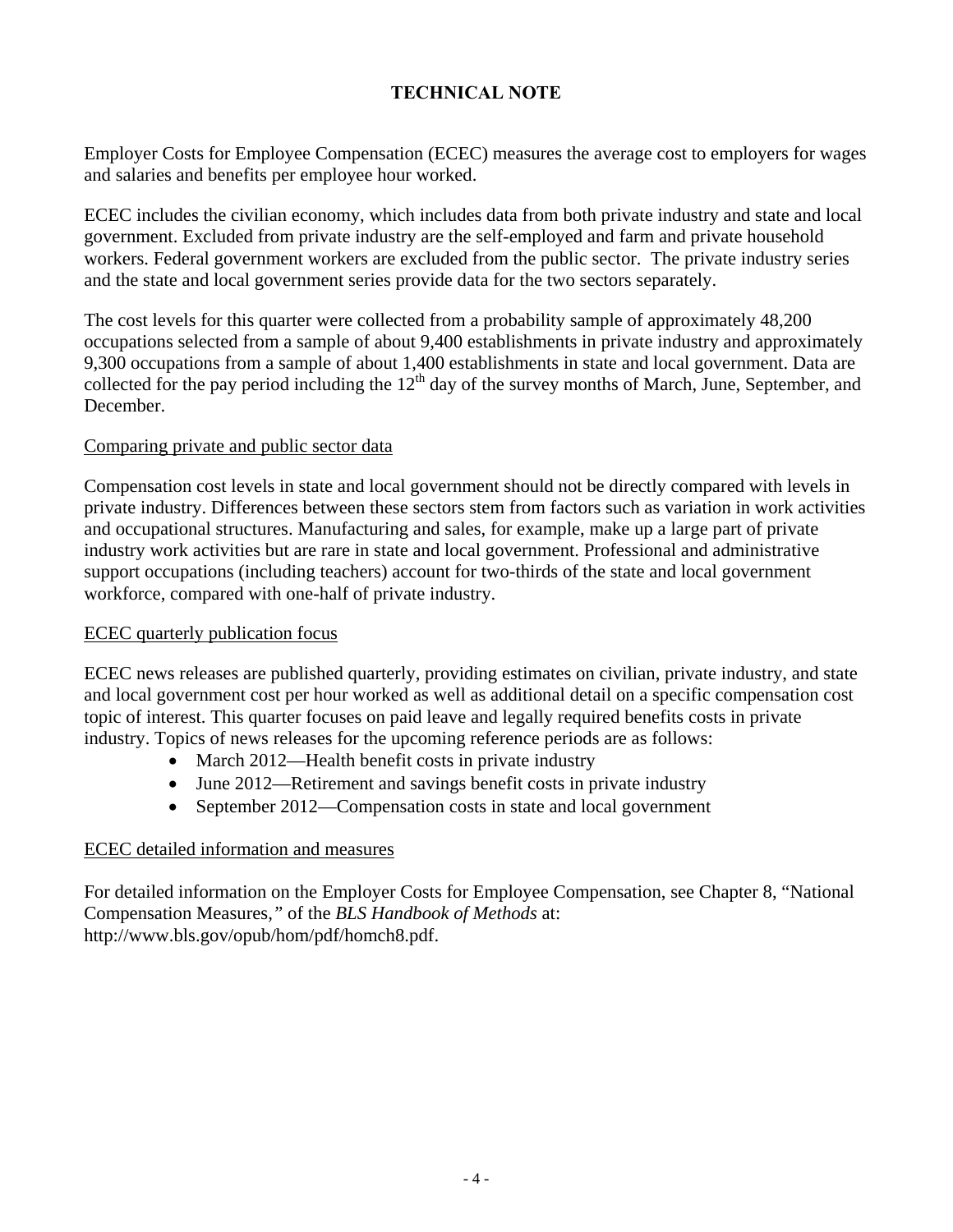# TECHNICAL NOTE

Employer Costs for Employee Compensation (ECEC) measures the average cost to employers for wages and salaries and benefits per employee hour worked.

ECEC includes the civilian economy, which includes data from both private industry and state and local government. Excluded from private industry are the self-employed and farm and private household workers. Federal government workers are excluded from the public sector. The private industry series and the state and local government series provide data for the two sectors separately.

The cost levels for this quarter were collected from a probability sample of approximately 48,200 occupations selected from a sample of about 9,400 establishments in private industry and approximately 9,300 occupations from a sample of about 1,400 establishments in state and local government. Data are collected for the pay period including the 12th day of the survey months of March, June, September, and December.

## Comparing private and public sector data

Compensation cost levels in state and local government should not be directly compared with levels in private industry. Differences between these sectors stem from factors such as variation in work activities and occupational structures. Manufacturing and sales, for example, make up a large part of private industry work activities but are rare in state and local government. Professional and administrative support occupations (including teachers) account for two-thirds of the state and local government workforce, compared with one-half of private industry.

## ECEC quarterly publication focus

ECEC news releases are published quarterly, providing estimates on civilian, private industry, and state and local government cost per hour worked as well as additional detail on a specific compensation cost topic of interest. This quarter focuses on paid leave and legally required benefits costs in private industry. Topics of news releases for the upcoming reference periods are as follows:

- March 2012—Health benefit costs in private industry
- June 2012—Retirement and savings benefit costs in private industry
- September 2012—Compensation costs in state and local government

## ECEC detailed information and measures

For detailed information on the Employer Costs for Employee Compensation, see Chapter 8, "National Compensation Measures," of the *BLS Handbook of Methods* at: http://www.bls.gov/opub/hom/pdf/homch8.pdf.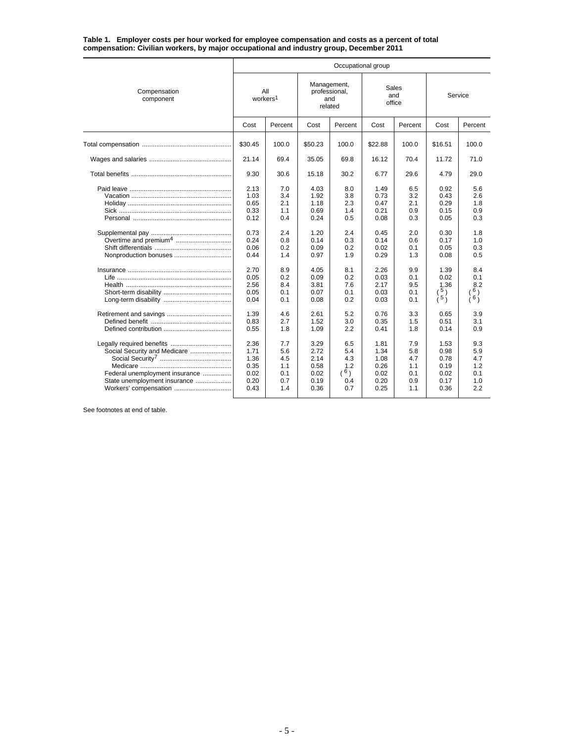**Table 1. Employer costs per hour worked for employee compensation and costs as a percent of total compensation: Civilian workers, by major occupational and industry group, December 2011**

| Compensation component | Occupational group | | | | | | | |
|---|---|---|---|---|---|---|---|---|
| | All workers[1] | | Management, professional, and related | | Sales and office | | Service | |
| | Cost | Percent | Cost | Percent | Cost | Percent | Cost | Percent |
| Total compensation | $30.45 | 100.0 | $50.23 | 100.0 | $22.88 | 100.0 | $16.51 | 100.0 |
| Wages and salaries | 21.14 | 69.4 | 35.05 | 69.8 | 16.12 | 70.4 | 11.72 | 71.0 |
| Total benefits | 9.30 | 30.6 | 15.18 | 30.2 | 6.77 | 29.6 | 4.79 | 29.0 |
| Paid leave | 2.13 | 7.0 | 4.03 | 8.0 | 1.49 | 6.5 | 0.92 | 5.6 |
| Vacation | 1.03 | 3.4 | 1.92 | 3.8 | 0.73 | 3.2 | 0.43 | 2.6 |
| Holiday | 0.65 | 2.1 | 1.18 | 2.3 | 0.47 | 2.1 | 0.29 | 1.8 |
| Sick | 0.33 | 1.1 | 0.69 | 1.4 | 0.21 | 0.9 | 0.15 | 0.9 |
| Personal | 0.12 | 0.4 | 0.24 | 0.5 | 0.08 | 0.3 | 0.05 | 0.3 |
| Supplemental pay | 0.73 | 2.4 | 1.20 | 2.4 | 0.45 | 2.0 | 0.30 | 1.8 |
| Overtime and premium[4] | 0.24 | 0.8 | 0.14 | 0.3 | 0.14 | 0.6 | 0.17 | 1.0 |
| Shift differentials | 0.06 | 0.2 | 0.09 | 0.2 | 0.02 | 0.1 | 0.05 | 0.3 |
| Nonproduction bonuses | 0.44 | 1.4 | 0.97 | 1.9 | 0.29 | 1.3 | 0.08 | 0.5 |
| Insurance | 2.70 | 8.9 | 4.05 | 8.1 | 2.26 | 9.9 | 1.39 | 8.4 |
| Life | 0.05 | 0.2 | 0.09 | 0.2 | 0.03 | 0.1 | 0.02 | 0.1 |
| Health | 2.56 | 8.4 | 3.81 | 7.6 | 2.17 | 9.5 | 1.36 | 8.2 |
| Short-term disability | 0.05 | 0.1 | 0.07 | 0.1 | 0.03 | 0.1 | ([5]) | ([6]) |
| Long-term disability | 0.04 | 0.1 | 0.08 | 0.2 | 0.03 | 0.1 | ([5]) | ([6]) |
| Retirement and savings | 1.39 | 4.6 | 2.61 | 5.2 | 0.76 | 3.3 | 0.65 | 3.9 |
| Defined benefit | 0.83 | 2.7 | 1.52 | 3.0 | 0.35 | 1.5 | 0.51 | 3.1 |
| Defined contribution | 0.55 | 1.8 | 1.09 | 2.2 | 0.41 | 1.8 | 0.14 | 0.9 |
| Legally required benefits | 2.36 | 7.7 | 3.29 | 6.5 | 1.81 | 7.9 | 1.53 | 9.3 |
| Social Security and Medicare | 1.71 | 5.6 | 2.72 | 5.4 | 1.34 | 5.8 | 0.98 | 5.9 |
| Social Security[7] | 1.36 | 4.5 | 2.14 | 4.3 | 1.08 | 4.7 | 0.78 | 4.7 |
| Medicare | 0.35 | 1.1 | 0.58 | 1.2 | 0.26 | 1.1 | 0.19 | 1.2 |
| Federal unemployment insurance | 0.02 | 0.1 | 0.02 | ([6]) | 0.02 | 0.1 | 0.02 | 0.1 |
| State unemployment insurance | 0.20 | 0.7 | 0.19 | 0.4 | 0.20 | 0.9 | 0.17 | 1.0 |
| Workers' compensation | 0.43 | 1.4 | 0.36 | 0.7 | 0.25 | 1.1 | 0.36 | 2.2 |

See footnotes at end of table.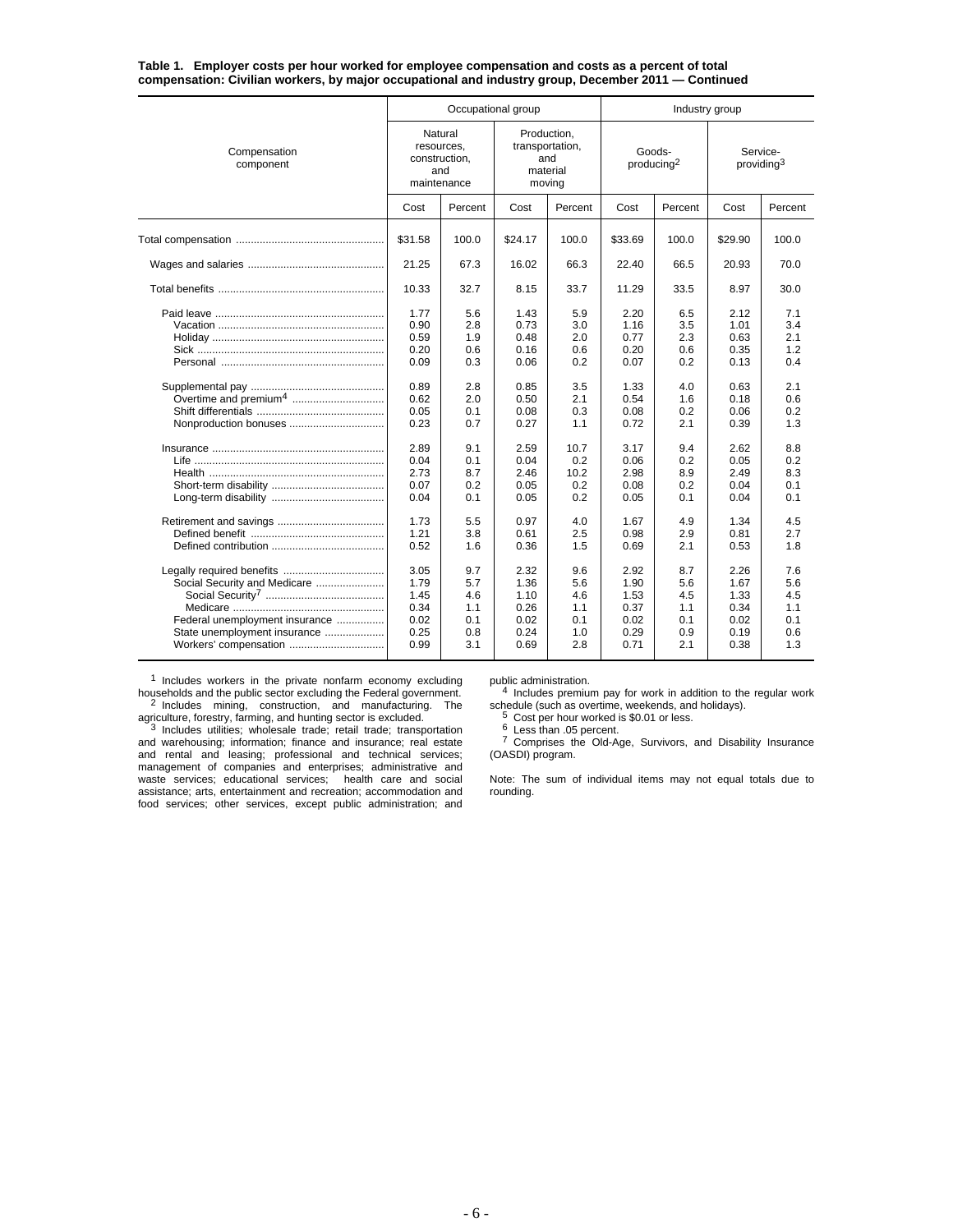**Table 1. Employer costs per hour worked for employee compensation and costs as a percent of total compensation: Civilian workers, by major occupational and industry group, December 2011 — Continued**

| Compensation component | Occupational group | | | | Industry group | | | |
|---|---|---|---|---|---|---|---|---|
| | Natural resources, construction, and maintenance | | Production, transportation, and material moving | | Goods-producing[2] | | Service-providing[3] | |
| | Cost | Percent | Cost | Percent | Cost | Percent | Cost | Percent |
| Total compensation | $31.58 | 100.0 | $24.17 | 100.0 | $33.69 | 100.0 | $29.90 | 100.0 |
| Wages and salaries | 21.25 | 67.3 | 16.02 | 66.3 | 22.40 | 66.5 | 20.93 | 70.0 |
| Total benefits | 10.33 | 32.7 | 8.15 | 33.7 | 11.29 | 33.5 | 8.97 | 30.0 |
| Paid leave | 1.77 | 5.6 | 1.43 | 5.9 | 2.20 | 6.5 | 2.12 | 7.1 |
| Vacation | 0.90 | 2.8 | 0.73 | 3.0 | 1.16 | 3.5 | 1.01 | 3.4 |
| Holiday | 0.59 | 1.9 | 0.48 | 2.0 | 0.77 | 2.3 | 0.63 | 2.1 |
| Sick | 0.20 | 0.6 | 0.16 | 0.6 | 0.20 | 0.6 | 0.35 | 1.2 |
| Personal | 0.09 | 0.3 | 0.06 | 0.2 | 0.07 | 0.2 | 0.13 | 0.4 |
| Supplemental pay | 0.89 | 2.8 | 0.85 | 3.5 | 1.33 | 4.0 | 0.63 | 2.1 |
| Overtime and premium[4] | 0.62 | 2.0 | 0.50 | 2.1 | 0.54 | 1.6 | 0.18 | 0.6 |
| Shift differentials | 0.05 | 0.1 | 0.08 | 0.3 | 0.08 | 0.2 | 0.06 | 0.2 |
| Nonproduction bonuses | 0.23 | 0.7 | 0.27 | 1.1 | 0.72 | 2.1 | 0.39 | 1.3 |
| Insurance | 2.89 | 9.1 | 2.59 | 10.7 | 3.17 | 9.4 | 2.62 | 8.8 |
| Life | 0.04 | 0.1 | 0.04 | 0.2 | 0.06 | 0.2 | 0.05 | 0.2 |
| Health | 2.73 | 8.7 | 2.46 | 10.2 | 2.98 | 8.9 | 2.49 | 8.3 |
| Short-term disability | 0.07 | 0.2 | 0.05 | 0.2 | 0.08 | 0.2 | 0.04 | 0.1 |
| Long-term disability | 0.04 | 0.1 | 0.05 | 0.2 | 0.05 | 0.1 | 0.04 | 0.1 |
| Retirement and savings | 1.73 | 5.5 | 0.97 | 4.0 | 1.67 | 4.9 | 1.34 | 4.5 |
| Defined benefit | 1.21 | 3.8 | 0.61 | 2.5 | 0.98 | 2.9 | 0.81 | 2.7 |
| Defined contribution | 0.52 | 1.6 | 0.36 | 1.5 | 0.69 | 2.1 | 0.53 | 1.8 |
| Legally required benefits | 3.05 | 9.7 | 2.32 | 9.6 | 2.92 | 8.7 | 2.26 | 7.6 |
| Social Security and Medicare | 1.79 | 5.7 | 1.36 | 5.6 | 1.90 | 5.6 | 1.67 | 5.6 |
| Social Security[7] | 1.45 | 4.6 | 1.10 | 4.6 | 1.53 | 4.5 | 1.33 | 4.5 |
| Medicare | 0.34 | 1.1 | 0.26 | 1.1 | 0.37 | 1.1 | 0.34 | 1.1 |
| Federal unemployment insurance | 0.02 | 0.1 | 0.02 | 0.1 | 0.02 | 0.1 | 0.02 | 0.1 |
| State unemployment insurance | 0.25 | 0.8 | 0.24 | 1.0 | 0.29 | 0.9 | 0.19 | 0.6 |
| Workers' compensation | 0.99 | 3.1 | 0.69 | 2.8 | 0.71 | 2.1 | 0.38 | 1.3 |

[1] Includes workers in the private nonfarm economy excluding households and the public sector excluding the Federal government.

[2] Includes mining, construction, and manufacturing. The agriculture, forestry, farming, and hunting sector is excluded.

[3] Includes utilities; wholesale trade; retail trade; transportation and warehousing; information; finance and insurance; real estate and rental and leasing; professional and technical services; management of companies and enterprises; administrative and waste services; educational services; health care and social assistance; arts, entertainment and recreation; accommodation and food services; other services, except public administration; and public administration.

[4] Includes premium pay for work in addition to the regular work schedule (such as overtime, weekends, and holidays).

[5] Cost per hour worked is $0.01 or less.

[6] Less than .05 percent.

[7] Comprises the Old-Age, Survivors, and Disability Insurance (OASDI) program.

Note: The sum of individual items may not equal totals due to rounding.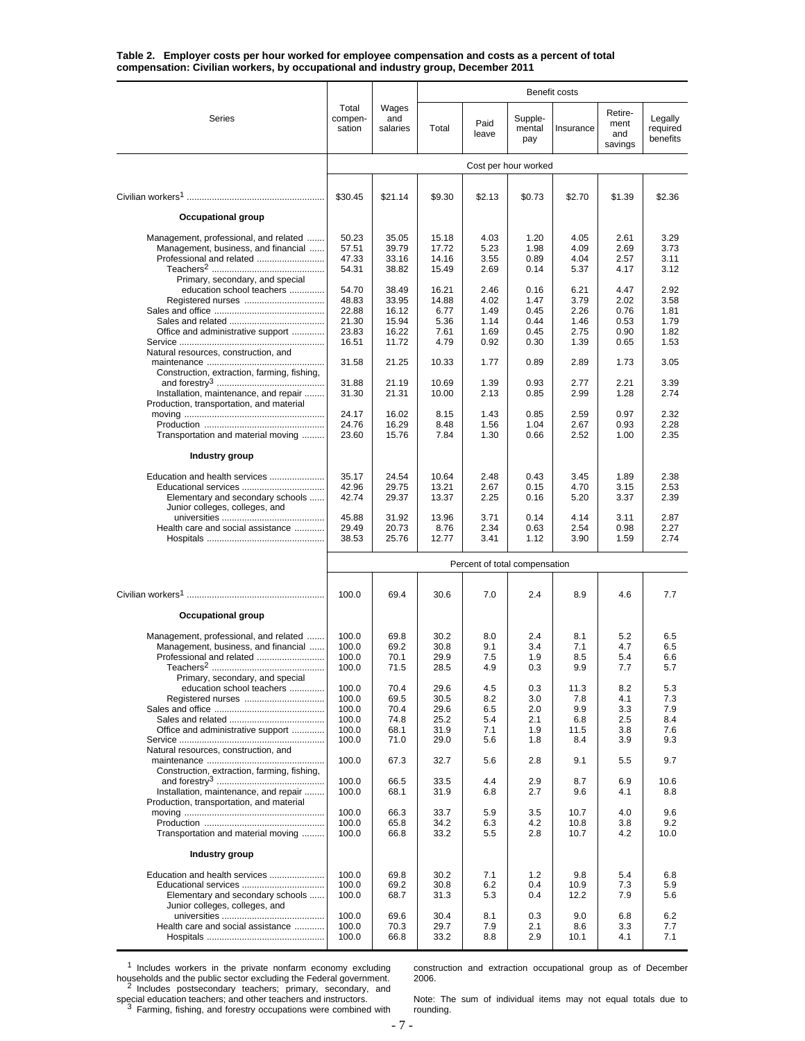**Table 2. Employer costs per hour worked for employee compensation and costs as a percent of total compensation: Civilian workers, by occupational and industry group, December 2011**

| Series | Total compensation | Wages and salaries | Benefit costs: Total | Paid leave | Supplemental pay | Insurance | Retirement and savings | Legally required benefits |
|---|---|---|---|---|---|---|---|---|
| | Cost per hour worked | | | | | | | |
| Civilian workers[1] | $30.45 | $21.14 | $9.30 | $2.13 | $0.73 | $2.70 | $1.39 | $2.36 |
| **Occupational group** | | | | | | | | |
| Management, professional, and related | 50.23 | 35.05 | 15.18 | 4.03 | 1.20 | 4.05 | 2.61 | 3.29 |
| Management, business, and financial | 57.51 | 39.79 | 17.72 | 5.23 | 1.98 | 4.09 | 2.69 | 3.73 |
| Professional and related | 47.33 | 33.16 | 14.16 | 3.55 | 0.89 | 4.04 | 2.57 | 3.11 |
| Teachers[2] | 54.31 | 38.82 | 15.49 | 2.69 | 0.14 | 5.37 | 4.17 | 3.12 |
| Primary, secondary, and special education school teachers | 54.70 | 38.49 | 16.21 | 2.46 | 0.16 | 6.21 | 4.47 | 2.92 |
| Registered nurses | 48.83 | 33.95 | 14.88 | 4.02 | 1.47 | 3.79 | 2.02 | 3.58 |
| Sales and office | 22.88 | 16.12 | 6.77 | 1.49 | 0.45 | 2.26 | 0.76 | 1.81 |
| Sales and related | 21.30 | 15.94 | 5.36 | 1.14 | 0.44 | 1.46 | 0.53 | 1.79 |
| Office and administrative support | 23.83 | 16.22 | 7.61 | 1.69 | 0.45 | 2.75 | 0.90 | 1.82 |
| Service | 16.51 | 11.72 | 4.79 | 0.92 | 0.30 | 1.39 | 0.65 | 1.53 |
| Natural resources, construction, and maintenance | 31.58 | 21.25 | 10.33 | 1.77 | 0.89 | 2.89 | 1.73 | 3.05 |
| Construction, extraction, farming, fishing, and forestry[3] | 31.88 | 21.19 | 10.69 | 1.39 | 0.93 | 2.77 | 2.21 | 3.39 |
| Installation, maintenance, and repair | 31.30 | 21.31 | 10.00 | 2.13 | 0.85 | 2.99 | 1.28 | 2.74 |
| Production, transportation, and material moving | 24.17 | 16.02 | 8.15 | 1.43 | 0.85 | 2.59 | 0.97 | 2.32 |
| Production | 24.76 | 16.29 | 8.48 | 1.56 | 1.04 | 2.67 | 0.93 | 2.28 |
| Transportation and material moving | 23.60 | 15.76 | 7.84 | 1.30 | 0.66 | 2.52 | 1.00 | 2.35 |
| **Industry group** | | | | | | | | |
| Education and health services | 35.17 | 24.54 | 10.64 | 2.48 | 0.43 | 3.45 | 1.89 | 2.38 |
| Educational services | 42.96 | 29.75 | 13.21 | 2.67 | 0.15 | 4.70 | 3.15 | 2.53 |
| Elementary and secondary schools | 42.74 | 29.37 | 13.37 | 2.25 | 0.16 | 5.20 | 3.37 | 2.39 |
| Junior colleges, colleges, and universities | 45.88 | 31.92 | 13.96 | 3.71 | 0.14 | 4.14 | 3.11 | 2.87 |
| Health care and social assistance | 29.49 | 20.73 | 8.76 | 2.34 | 0.63 | 2.54 | 0.98 | 2.27 |
| Hospitals | 38.53 | 25.76 | 12.77 | 3.41 | 1.12 | 3.90 | 1.59 | 2.74 |
| | Percent of total compensation | | | | | | | |
| Civilian workers[1] | 100.0 | 69.4 | 30.6 | 7.0 | 2.4 | 8.9 | 4.6 | 7.7 |
| **Occupational group** | | | | | | | | |
| Management, professional, and related | 100.0 | 69.8 | 30.2 | 8.0 | 2.4 | 8.1 | 5.2 | 6.5 |
| Management, business, and financial | 100.0 | 69.2 | 30.8 | 9.1 | 3.4 | 7.1 | 4.7 | 6.5 |
| Professional and related | 100.0 | 70.1 | 29.9 | 7.5 | 1.9 | 8.5 | 5.4 | 6.6 |
| Teachers[2] | 100.0 | 71.5 | 28.5 | 4.9 | 0.3 | 9.9 | 7.7 | 5.7 |
| Primary, secondary, and special education school teachers | 100.0 | 70.4 | 29.6 | 4.5 | 0.3 | 11.3 | 8.2 | 5.3 |
| Registered nurses | 100.0 | 69.5 | 30.5 | 8.2 | 3.0 | 7.8 | 4.1 | 7.3 |
| Sales and office | 100.0 | 70.4 | 29.6 | 6.5 | 2.0 | 9.9 | 3.3 | 7.9 |
| Sales and related | 100.0 | 74.8 | 25.2 | 5.4 | 2.1 | 6.8 | 2.5 | 8.4 |
| Office and administrative support | 100.0 | 68.1 | 31.9 | 7.1 | 1.9 | 11.5 | 3.8 | 7.6 |
| Service | 100.0 | 71.0 | 29.0 | 5.6 | 1.8 | 8.4 | 3.9 | 9.3 |
| Natural resources, construction, and maintenance | 100.0 | 67.3 | 32.7 | 5.6 | 2.8 | 9.1 | 5.5 | 9.7 |
| Construction, extraction, farming, fishing, and forestry[3] | 100.0 | 66.5 | 33.5 | 4.4 | 2.9 | 8.7 | 6.9 | 10.6 |
| Installation, maintenance, and repair | 100.0 | 68.1 | 31.9 | 6.8 | 2.7 | 9.6 | 4.1 | 8.8 |
| Production, transportation, and material moving | 100.0 | 66.3 | 33.7 | 5.9 | 3.5 | 10.7 | 4.0 | 9.6 |
| Production | 100.0 | 65.8 | 34.2 | 6.3 | 4.2 | 10.8 | 3.8 | 9.2 |
| Transportation and material moving | 100.0 | 66.8 | 33.2 | 5.5 | 2.8 | 10.7 | 4.2 | 10.0 |
| **Industry group** | | | | | | | | |
| Education and health services | 100.0 | 69.8 | 30.2 | 7.1 | 1.2 | 9.8 | 5.4 | 6.8 |
| Educational services | 100.0 | 69.2 | 30.8 | 6.2 | 0.4 | 10.9 | 7.3 | 5.9 |
| Elementary and secondary schools | 100.0 | 68.7 | 31.3 | 5.3 | 0.4 | 12.2 | 7.9 | 5.6 |
| Junior colleges, colleges, and universities | 100.0 | 69.6 | 30.4 | 8.1 | 0.3 | 9.0 | 6.8 | 6.2 |
| Health care and social assistance | 100.0 | 70.3 | 29.7 | 7.9 | 2.1 | 8.6 | 3.3 | 7.7 |
| Hospitals | 100.0 | 66.8 | 33.2 | 8.8 | 2.9 | 10.1 | 4.1 | 7.1 |

[1] Includes workers in the private nonfarm economy excluding households and the public sector excluding the Federal government.
[2] Includes postsecondary teachers; primary, secondary, and special education teachers; and other teachers and instructors.
[3] Farming, fishing, and forestry occupations were combined with construction and extraction occupational group as of December 2006.

Note: The sum of individual items may not equal totals due to rounding.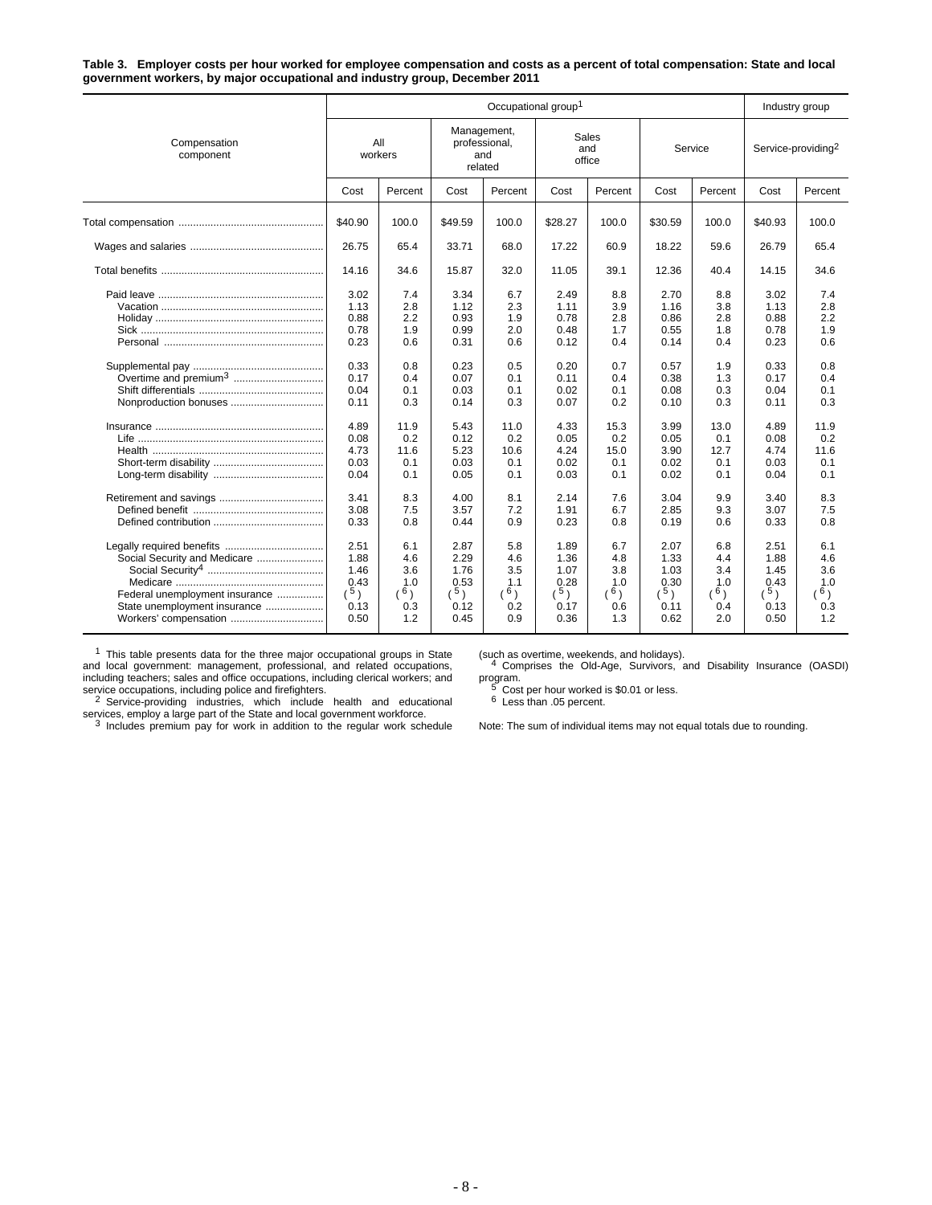**Table 3. Employer costs per hour worked for employee compensation and costs as a percent of total compensation: State and local government workers, by major occupational and industry group, December 2011**

| Compensation component | Occupational group[1] | | | | | | | | Industry group | |
|---|---|---|---|---|---|---|---|---|---|---|
| | All workers | | Management, professional, and related | | Sales and office | | Service | | Service-providing[2] | |
| | Cost | Percent | Cost | Percent | Cost | Percent | Cost | Percent | Cost | Percent |
| Total compensation | $40.90 | 100.0 | $49.59 | 100.0 | $28.27 | 100.0 | $30.59 | 100.0 | $40.93 | 100.0 |
| Wages and salaries | 26.75 | 65.4 | 33.71 | 68.0 | 17.22 | 60.9 | 18.22 | 59.6 | 26.79 | 65.4 |
| Total benefits | 14.16 | 34.6 | 15.87 | 32.0 | 11.05 | 39.1 | 12.36 | 40.4 | 14.15 | 34.6 |
| Paid leave | 3.02 | 7.4 | 3.34 | 6.7 | 2.49 | 8.8 | 2.70 | 8.8 | 3.02 | 7.4 |
| Vacation | 1.13 | 2.8 | 1.12 | 2.3 | 1.11 | 3.9 | 1.16 | 3.8 | 1.13 | 2.8 |
| Holiday | 0.88 | 2.2 | 0.93 | 1.9 | 0.78 | 2.8 | 0.86 | 2.8 | 0.88 | 2.2 |
| Sick | 0.78 | 1.9 | 0.99 | 2.0 | 0.48 | 1.7 | 0.55 | 1.8 | 0.78 | 1.9 |
| Personal | 0.23 | 0.6 | 0.31 | 0.6 | 0.12 | 0.4 | 0.14 | 0.4 | 0.23 | 0.6 |
| Supplemental pay | 0.33 | 0.8 | 0.23 | 0.5 | 0.20 | 0.7 | 0.57 | 1.9 | 0.33 | 0.8 |
| Overtime and premium[3] | 0.17 | 0.4 | 0.07 | 0.1 | 0.11 | 0.4 | 0.38 | 1.3 | 0.17 | 0.4 |
| Shift differentials | 0.04 | 0.1 | 0.03 | 0.1 | 0.02 | 0.1 | 0.08 | 0.3 | 0.04 | 0.1 |
| Nonproduction bonuses | 0.11 | 0.3 | 0.14 | 0.3 | 0.07 | 0.2 | 0.10 | 0.3 | 0.11 | 0.3 |
| Insurance | 4.89 | 11.9 | 5.43 | 11.0 | 4.33 | 15.3 | 3.99 | 13.0 | 4.89 | 11.9 |
| Life | 0.08 | 0.2 | 0.12 | 0.2 | 0.05 | 0.2 | 0.05 | 0.1 | 0.08 | 0.2 |
| Health | 4.73 | 11.6 | 5.23 | 10.6 | 4.24 | 15.0 | 3.90 | 12.7 | 4.74 | 11.6 |
| Short-term disability | 0.03 | 0.1 | 0.03 | 0.1 | 0.02 | 0.1 | 0.02 | 0.1 | 0.03 | 0.1 |
| Long-term disability | 0.04 | 0.1 | 0.05 | 0.1 | 0.03 | 0.1 | 0.02 | 0.1 | 0.04 | 0.1 |
| Retirement and savings | 3.41 | 8.3 | 4.00 | 8.1 | 2.14 | 7.6 | 3.04 | 9.9 | 3.40 | 8.3 |
| Defined benefit | 3.08 | 7.5 | 3.57 | 7.2 | 1.91 | 6.7 | 2.85 | 9.3 | 3.07 | 7.5 |
| Defined contribution | 0.33 | 0.8 | 0.44 | 0.9 | 0.23 | 0.8 | 0.19 | 0.6 | 0.33 | 0.8 |
| Legally required benefits | 2.51 | 6.1 | 2.87 | 5.8 | 1.89 | 6.7 | 2.07 | 6.8 | 2.51 | 6.1 |
| Social Security and Medicare | 1.88 | 4.6 | 2.29 | 4.6 | 1.36 | 4.8 | 1.33 | 4.4 | 1.88 | 4.6 |
| Social Security[4] | 1.46 | 3.6 | 1.76 | 3.5 | 1.07 | 3.8 | 1.03 | 3.4 | 1.45 | 3.6 |
| Medicare | 0.43 | 1.0 | 0.53 | 1.1 | 0.28 | 1.0 | 0.30 | 1.0 | 0.43 | 1.0 |
| Federal unemployment insurance | ([5]) | ([6]) | ([5]) | ([6]) | ([5]) | ([6]) | ([5]) | ([6]) | ([5]) | ([6]) |
| State unemployment insurance | 0.13 | 0.3 | 0.12 | 0.2 | 0.17 | 0.6 | 0.11 | 0.4 | 0.13 | 0.3 |
| Workers' compensation | 0.50 | 1.2 | 0.45 | 0.9 | 0.36 | 1.3 | 0.62 | 2.0 | 0.50 | 1.2 |

[1] This table presents data for the three major occupational groups in State and local government: management, professional, and related occupations, including teachers; sales and office occupations, including clerical workers; and service occupations, including police and firefighters.

[2] Service-providing industries, which include health and educational services, employ a large part of the State and local government workforce.

[3] Includes premium pay for work in addition to the regular work schedule (such as overtime, weekends, and holidays).

[4] Comprises the Old-Age, Survivors, and Disability Insurance (OASDI) program.

[5] Cost per hour worked is $0.01 or less.

[6] Less than .05 percent.

Note: The sum of individual items may not equal totals due to rounding.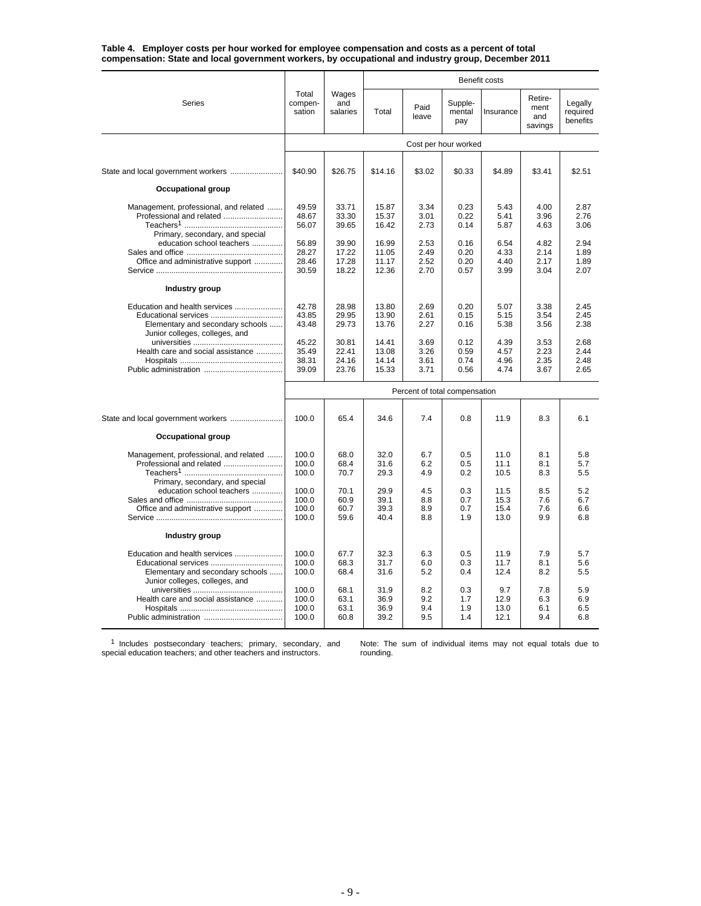**Table 4. Employer costs per hour worked for employee compensation and costs as a percent of total compensation: State and local government workers, by occupational and industry group, December 2011**

| Series | Total compensation | Wages and salaries | Benefit costs: Total | Paid leave | Supplemental pay | Insurance | Retirement and savings | Legally required benefits |
|---|---|---|---|---|---|---|---|---|
| | **Cost per hour worked** | | | | | | | |
| State and local government workers | $40.90 | $26.75 | $14.16 | $3.02 | $0.33 | $4.89 | $3.41 | $2.51 |
| **Occupational group** | | | | | | | | |
| Management, professional, and related | 49.59 | 33.71 | 15.87 | 3.34 | 0.23 | 5.43 | 4.00 | 2.87 |
| Professional and related | 48.67 | 33.30 | 15.37 | 3.01 | 0.22 | 5.41 | 3.96 | 2.76 |
| Teachers[1] | 56.07 | 39.65 | 16.42 | 2.73 | 0.14 | 5.87 | 4.63 | 3.06 |
| Primary, secondary, and special education school teachers | 56.89 | 39.90 | 16.99 | 2.53 | 0.16 | 6.54 | 4.82 | 2.94 |
| Sales and office | 28.27 | 17.22 | 11.05 | 2.49 | 0.20 | 4.33 | 2.14 | 1.89 |
| Office and administrative support | 28.46 | 17.28 | 11.17 | 2.52 | 0.20 | 4.40 | 2.17 | 1.89 |
| Service | 30.59 | 18.22 | 12.36 | 2.70 | 0.57 | 3.99 | 3.04 | 2.07 |
| **Industry group** | | | | | | | | |
| Education and health services | 42.78 | 28.98 | 13.80 | 2.69 | 0.20 | 5.07 | 3.38 | 2.45 |
| Educational services | 43.85 | 29.95 | 13.90 | 2.61 | 0.15 | 5.15 | 3.54 | 2.45 |
| Elementary and secondary schools | 43.48 | 29.73 | 13.76 | 2.27 | 0.16 | 5.38 | 3.56 | 2.38 |
| Junior colleges, colleges, and universities | 45.22 | 30.81 | 14.41 | 3.69 | 0.12 | 4.39 | 3.53 | 2.68 |
| Health care and social assistance | 35.49 | 22.41 | 13.08 | 3.26 | 0.59 | 4.57 | 2.23 | 2.44 |
| Hospitals | 38.31 | 24.16 | 14.14 | 3.61 | 0.74 | 4.96 | 2.35 | 2.48 |
| Public administration | 39.09 | 23.76 | 15.33 | 3.71 | 0.56 | 4.74 | 3.67 | 2.65 |
| | **Percent of total compensation** | | | | | | | |
| State and local government workers | 100.0 | 65.4 | 34.6 | 7.4 | 0.8 | 11.9 | 8.3 | 6.1 |
| **Occupational group** | | | | | | | | |
| Management, professional, and related | 100.0 | 68.0 | 32.0 | 6.7 | 0.5 | 11.0 | 8.1 | 5.8 |
| Professional and related | 100.0 | 68.4 | 31.6 | 6.2 | 0.5 | 11.1 | 8.1 | 5.7 |
| Teachers[1] | 100.0 | 70.7 | 29.3 | 4.9 | 0.2 | 10.5 | 8.3 | 5.5 |
| Primary, secondary, and special education school teachers | 100.0 | 70.1 | 29.9 | 4.5 | 0.3 | 11.5 | 8.5 | 5.2 |
| Sales and office | 100.0 | 60.9 | 39.1 | 8.8 | 0.7 | 15.3 | 7.6 | 6.7 |
| Office and administrative support | 100.0 | 60.7 | 39.3 | 8.9 | 0.7 | 15.4 | 7.6 | 6.6 |
| Service | 100.0 | 59.6 | 40.4 | 8.8 | 1.9 | 13.0 | 9.9 | 6.8 |
| **Industry group** | | | | | | | | |
| Education and health services | 100.0 | 67.7 | 32.3 | 6.3 | 0.5 | 11.9 | 7.9 | 5.7 |
| Educational services | 100.0 | 68.3 | 31.7 | 6.0 | 0.3 | 11.7 | 8.1 | 5.6 |
| Elementary and secondary schools | 100.0 | 68.4 | 31.6 | 5.2 | 0.4 | 12.4 | 8.2 | 5.5 |
| Junior colleges, colleges, and universities | 100.0 | 68.1 | 31.9 | 8.2 | 0.3 | 9.7 | 7.8 | 5.9 |
| Health care and social assistance | 100.0 | 63.1 | 36.9 | 9.2 | 1.7 | 12.9 | 6.3 | 6.9 |
| Hospitals | 100.0 | 63.1 | 36.9 | 9.4 | 1.9 | 13.0 | 6.1 | 6.5 |
| Public administration | 100.0 | 60.8 | 39.2 | 9.5 | 1.4 | 12.1 | 9.4 | 6.8 |

[1] Includes postsecondary teachers; primary, secondary, and special education teachers; and other teachers and instructors.

Note: The sum of individual items may not equal totals due to rounding.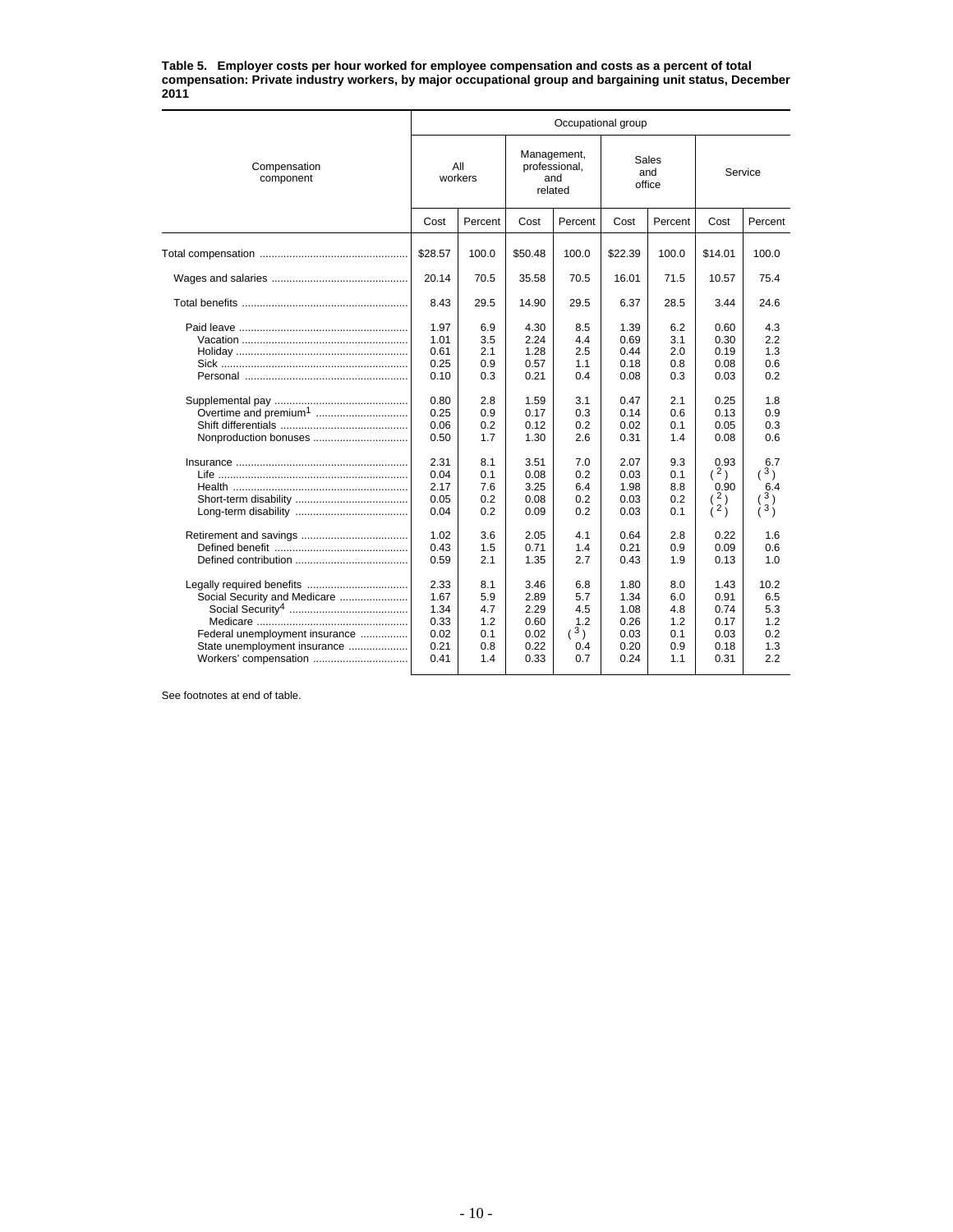**Table 5. Employer costs per hour worked for employee compensation and costs as a percent of total compensation: Private industry workers, by major occupational group and bargaining unit status, December 2011**

| Compensation component | Occupational group | | | | | | | |
|---|---|---|---|---|---|---|---|---|
| | All workers | | Management, professional, and related | | Sales and office | | Service | |
| | Cost | Percent | Cost | Percent | Cost | Percent | Cost | Percent |
| Total compensation | $28.57 | 100.0 | $50.48 | 100.0 | $22.39 | 100.0 | $14.01 | 100.0 |
| Wages and salaries | 20.14 | 70.5 | 35.58 | 70.5 | 16.01 | 71.5 | 10.57 | 75.4 |
| Total benefits | 8.43 | 29.5 | 14.90 | 29.5 | 6.37 | 28.5 | 3.44 | 24.6 |
| Paid leave | 1.97 | 6.9 | 4.30 | 8.5 | 1.39 | 6.2 | 0.60 | 4.3 |
| Vacation | 1.01 | 3.5 | 2.24 | 4.4 | 0.69 | 3.1 | 0.30 | 2.2 |
| Holiday | 0.61 | 2.1 | 1.28 | 2.5 | 0.44 | 2.0 | 0.19 | 1.3 |
| Sick | 0.25 | 0.9 | 0.57 | 1.1 | 0.18 | 0.8 | 0.08 | 0.6 |
| Personal | 0.10 | 0.3 | 0.21 | 0.4 | 0.08 | 0.3 | 0.03 | 0.2 |
| Supplemental pay | 0.80 | 2.8 | 1.59 | 3.1 | 0.47 | 2.1 | 0.25 | 1.8 |
| Overtime and premium[1] | 0.25 | 0.9 | 0.17 | 0.3 | 0.14 | 0.6 | 0.13 | 0.9 |
| Shift differentials | 0.06 | 0.2 | 0.12 | 0.2 | 0.02 | 0.1 | 0.05 | 0.3 |
| Nonproduction bonuses | 0.50 | 1.7 | 1.30 | 2.6 | 0.31 | 1.4 | 0.08 | 0.6 |
| Insurance | 2.31 | 8.1 | 3.51 | 7.0 | 2.07 | 9.3 | 0.93 | 6.7 |
| Life | 0.04 | 0.1 | 0.08 | 0.2 | 0.03 | 0.1 | ([2]) | ([3]) |
| Health | 2.17 | 7.6 | 3.25 | 6.4 | 1.98 | 8.8 | 0.90 | 6.4 |
| Short-term disability | 0.05 | 0.2 | 0.08 | 0.2 | 0.03 | 0.2 | ([2]) | ([3]) |
| Long-term disability | 0.04 | 0.2 | 0.09 | 0.2 | 0.03 | 0.1 | ([2]) | ([3]) |
| Retirement and savings | 1.02 | 3.6 | 2.05 | 4.1 | 0.64 | 2.8 | 0.22 | 1.6 |
| Defined benefit | 0.43 | 1.5 | 0.71 | 1.4 | 0.21 | 0.9 | 0.09 | 0.6 |
| Defined contribution | 0.59 | 2.1 | 1.35 | 2.7 | 0.43 | 1.9 | 0.13 | 1.0 |
| Legally required benefits | 2.33 | 8.1 | 3.46 | 6.8 | 1.80 | 8.0 | 1.43 | 10.2 |
| Social Security and Medicare | 1.67 | 5.9 | 2.89 | 5.7 | 1.34 | 6.0 | 0.91 | 6.5 |
| Social Security[4] | 1.34 | 4.7 | 2.29 | 4.5 | 1.08 | 4.8 | 0.74 | 5.3 |
| Medicare | 0.33 | 1.2 | 0.60 | 1.2 | 0.26 | 1.2 | 0.17 | 1.2 |
| Federal unemployment insurance | 0.02 | 0.1 | 0.02 | ([3]) | 0.03 | 0.1 | 0.03 | 0.2 |
| State unemployment insurance | 0.21 | 0.8 | 0.22 | 0.4 | 0.20 | 0.9 | 0.18 | 1.3 |
| Workers' compensation | 0.41 | 1.4 | 0.33 | 0.7 | 0.24 | 1.1 | 0.31 | 2.2 |

See footnotes at end of table.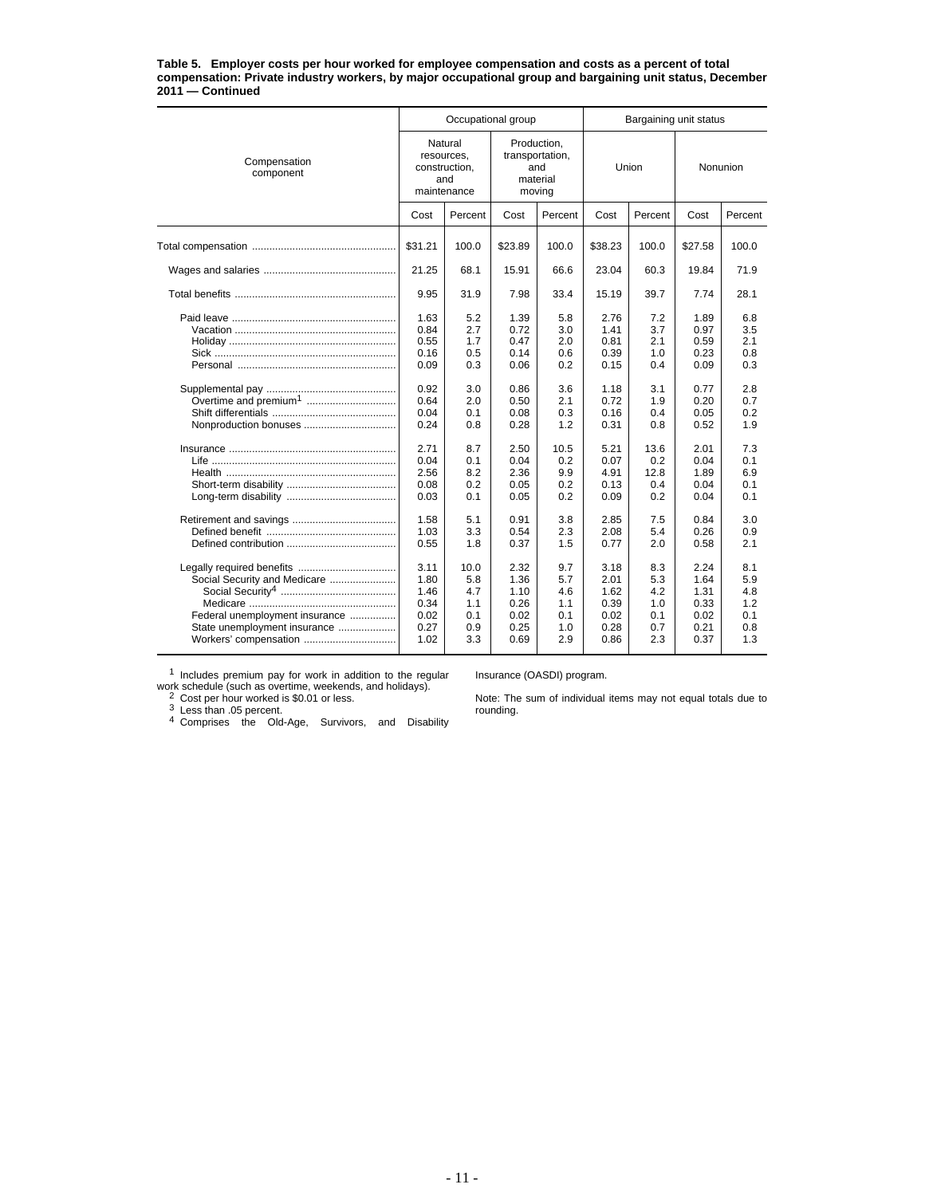**Table 5. Employer costs per hour worked for employee compensation and costs as a percent of total compensation: Private industry workers, by major occupational group and bargaining unit status, December 2011 — Continued**

| Compensation component | Occupational group | | | | Bargaining unit status | | | |
|---|---|---|---|---|---|---|---|---|
| | Natural resources, construction, and maintenance | | Production, transportation, and material moving | | Union | | Nonunion | |
| | Cost | Percent | Cost | Percent | Cost | Percent | Cost | Percent |
| Total compensation | $31.21 | 100.0 | $23.89 | 100.0 | $38.23 | 100.0 | $27.58 | 100.0 |
| Wages and salaries | 21.25 | 68.1 | 15.91 | 66.6 | 23.04 | 60.3 | 19.84 | 71.9 |
| Total benefits | 9.95 | 31.9 | 7.98 | 33.4 | 15.19 | 39.7 | 7.74 | 28.1 |
| Paid leave | 1.63 | 5.2 | 1.39 | 5.8 | 2.76 | 7.2 | 1.89 | 6.8 |
| Vacation | 0.84 | 2.7 | 0.72 | 3.0 | 1.41 | 3.7 | 0.97 | 3.5 |
| Holiday | 0.55 | 1.7 | 0.47 | 2.0 | 0.81 | 2.1 | 0.59 | 2.1 |
| Sick | 0.16 | 0.5 | 0.14 | 0.6 | 0.39 | 1.0 | 0.23 | 0.8 |
| Personal | 0.09 | 0.3 | 0.06 | 0.2 | 0.15 | 0.4 | 0.09 | 0.3 |
| Supplemental pay | 0.92 | 3.0 | 0.86 | 3.6 | 1.18 | 3.1 | 0.77 | 2.8 |
| Overtime and premium[1] | 0.64 | 2.0 | 0.50 | 2.1 | 0.72 | 1.9 | 0.20 | 0.7 |
| Shift differentials | 0.04 | 0.1 | 0.08 | 0.3 | 0.16 | 0.4 | 0.05 | 0.2 |
| Nonproduction bonuses | 0.24 | 0.8 | 0.28 | 1.2 | 0.31 | 0.8 | 0.52 | 1.9 |
| Insurance | 2.71 | 8.7 | 2.50 | 10.5 | 5.21 | 13.6 | 2.01 | 7.3 |
| Life | 0.04 | 0.1 | 0.04 | 0.2 | 0.07 | 0.2 | 0.04 | 0.1 |
| Health | 2.56 | 8.2 | 2.36 | 9.9 | 4.91 | 12.8 | 1.89 | 6.9 |
| Short-term disability | 0.08 | 0.2 | 0.05 | 0.2 | 0.13 | 0.4 | 0.04 | 0.1 |
| Long-term disability | 0.03 | 0.1 | 0.05 | 0.2 | 0.09 | 0.2 | 0.04 | 0.1 |
| Retirement and savings | 1.58 | 5.1 | 0.91 | 3.8 | 2.85 | 7.5 | 0.84 | 3.0 |
| Defined benefit | 1.03 | 3.3 | 0.54 | 2.3 | 2.08 | 5.4 | 0.26 | 0.9 |
| Defined contribution | 0.55 | 1.8 | 0.37 | 1.5 | 0.77 | 2.0 | 0.58 | 2.1 |
| Legally required benefits | 3.11 | 10.0 | 2.32 | 9.7 | 3.18 | 8.3 | 2.24 | 8.1 |
| Social Security and Medicare | 1.80 | 5.8 | 1.36 | 5.7 | 2.01 | 5.3 | 1.64 | 5.9 |
| Social Security[4] | 1.46 | 4.7 | 1.10 | 4.6 | 1.62 | 4.2 | 1.31 | 4.8 |
| Medicare | 0.34 | 1.1 | 0.26 | 1.1 | 0.39 | 1.0 | 0.33 | 1.2 |
| Federal unemployment insurance | 0.02 | 0.1 | 0.02 | 0.1 | 0.02 | 0.1 | 0.02 | 0.1 |
| State unemployment insurance | 0.27 | 0.9 | 0.25 | 1.0 | 0.28 | 0.7 | 0.21 | 0.8 |
| Workers' compensation | 1.02 | 3.3 | 0.69 | 2.9 | 0.86 | 2.3 | 0.37 | 1.3 |

[1] Includes premium pay for work in addition to the regular work schedule (such as overtime, weekends, and holidays).
[2] Cost per hour worked is $0.01 or less.
[3] Less than .05 percent.
[4] Comprises the Old-Age, Survivors, and Disability Insurance (OASDI) program.

Note: The sum of individual items may not equal totals due to rounding.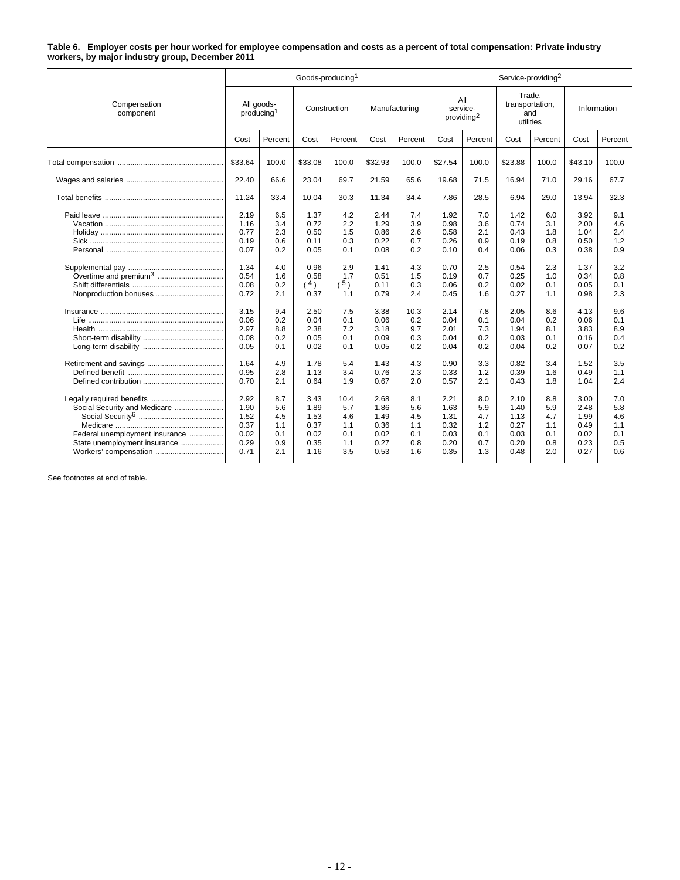**Table 6. Employer costs per hour worked for employee compensation and costs as a percent of total compensation: Private industry workers, by major industry group, December 2011**

| Compensation component | Goods-producing[1] | | | | | | Service-providing[2] | | | | | |
|---|---|---|---|---|---|---|---|---|---|---|---|---|
| | All goods-producing[1] | | Construction | | Manufacturing | | All service-providing[2] | | Trade, transportation, and utilities | | Information | |
| | Cost | Percent | Cost | Percent | Cost | Percent | Cost | Percent | Cost | Percent | Cost | Percent |
| Total compensation | $33.64 | 100.0 | $33.08 | 100.0 | $32.93 | 100.0 | $27.54 | 100.0 | $23.88 | 100.0 | $43.10 | 100.0 |
| Wages and salaries | 22.40 | 66.6 | 23.04 | 69.7 | 21.59 | 65.6 | 19.68 | 71.5 | 16.94 | 71.0 | 29.16 | 67.7 |
| Total benefits | 11.24 | 33.4 | 10.04 | 30.3 | 11.34 | 34.4 | 7.86 | 28.5 | 6.94 | 29.0 | 13.94 | 32.3 |
| Paid leave | 2.19 | 6.5 | 1.37 | 4.2 | 2.44 | 7.4 | 1.92 | 7.0 | 1.42 | 6.0 | 3.92 | 9.1 |
| Vacation | 1.16 | 3.4 | 0.72 | 2.2 | 1.29 | 3.9 | 0.98 | 3.6 | 0.74 | 3.1 | 2.00 | 4.6 |
| Holiday | 0.77 | 2.3 | 0.50 | 1.5 | 0.86 | 2.6 | 0.58 | 2.1 | 0.43 | 1.8 | 1.04 | 2.4 |
| Sick | 0.19 | 0.6 | 0.11 | 0.3 | 0.22 | 0.7 | 0.26 | 0.9 | 0.19 | 0.8 | 0.50 | 1.2 |
| Personal | 0.07 | 0.2 | 0.05 | 0.1 | 0.08 | 0.2 | 0.10 | 0.4 | 0.06 | 0.3 | 0.38 | 0.9 |
| Supplemental pay | 1.34 | 4.0 | 0.96 | 2.9 | 1.41 | 4.3 | 0.70 | 2.5 | 0.54 | 2.3 | 1.37 | 3.2 |
| Overtime and premium[3] | 0.54 | 1.6 | 0.58 | 1.7 | 0.51 | 1.5 | 0.19 | 0.7 | 0.25 | 1.0 | 0.34 | 0.8 |
| Shift differentials | 0.08 | 0.2 | (4) | (5) | 0.11 | 0.3 | 0.06 | 0.2 | 0.02 | 0.1 | 0.05 | 0.1 |
| Nonproduction bonuses | 0.72 | 2.1 | 0.37 | 1.1 | 0.79 | 2.4 | 0.45 | 1.6 | 0.27 | 1.1 | 0.98 | 2.3 |
| Insurance | 3.15 | 9.4 | 2.50 | 7.5 | 3.38 | 10.3 | 2.14 | 7.8 | 2.05 | 8.6 | 4.13 | 9.6 |
| Life | 0.06 | 0.2 | 0.04 | 0.1 | 0.06 | 0.2 | 0.04 | 0.1 | 0.04 | 0.2 | 0.06 | 0.1 |
| Health | 2.97 | 8.8 | 2.38 | 7.2 | 3.18 | 9.7 | 2.01 | 7.3 | 1.94 | 8.1 | 3.83 | 8.9 |
| Short-term disability | 0.08 | 0.2 | 0.05 | 0.1 | 0.09 | 0.3 | 0.04 | 0.2 | 0.03 | 0.1 | 0.16 | 0.4 |
| Long-term disability | 0.05 | 0.1 | 0.02 | 0.1 | 0.05 | 0.2 | 0.04 | 0.2 | 0.04 | 0.2 | 0.07 | 0.2 |
| Retirement and savings | 1.64 | 4.9 | 1.78 | 5.4 | 1.43 | 4.3 | 0.90 | 3.3 | 0.82 | 3.4 | 1.52 | 3.5 |
| Defined benefit | 0.95 | 2.8 | 1.13 | 3.4 | 0.76 | 2.3 | 0.33 | 1.2 | 0.39 | 1.6 | 0.49 | 1.1 |
| Defined contribution | 0.70 | 2.1 | 0.64 | 1.9 | 0.67 | 2.0 | 0.57 | 2.1 | 0.43 | 1.8 | 1.04 | 2.4 |
| Legally required benefits | 2.92 | 8.7 | 3.43 | 10.4 | 2.68 | 8.1 | 2.21 | 8.0 | 2.10 | 8.8 | 3.00 | 7.0 |
| Social Security and Medicare | 1.90 | 5.6 | 1.89 | 5.7 | 1.86 | 5.6 | 1.63 | 5.9 | 1.40 | 5.9 | 2.48 | 5.8 |
| Social Security[6] | 1.52 | 4.5 | 1.53 | 4.6 | 1.49 | 4.5 | 1.31 | 4.7 | 1.13 | 4.7 | 1.99 | 4.6 |
| Medicare | 0.37 | 1.1 | 0.37 | 1.1 | 0.36 | 1.1 | 0.32 | 1.2 | 0.27 | 1.1 | 0.49 | 1.1 |
| Federal unemployment insurance | 0.02 | 0.1 | 0.02 | 0.1 | 0.02 | 0.1 | 0.03 | 0.1 | 0.03 | 0.1 | 0.02 | 0.1 |
| State unemployment insurance | 0.29 | 0.9 | 0.35 | 1.1 | 0.27 | 0.8 | 0.20 | 0.7 | 0.20 | 0.8 | 0.23 | 0.5 |
| Workers' compensation | 0.71 | 2.1 | 1.16 | 3.5 | 0.53 | 1.6 | 0.35 | 1.3 | 0.48 | 2.0 | 0.27 | 0.6 |

See footnotes at end of table.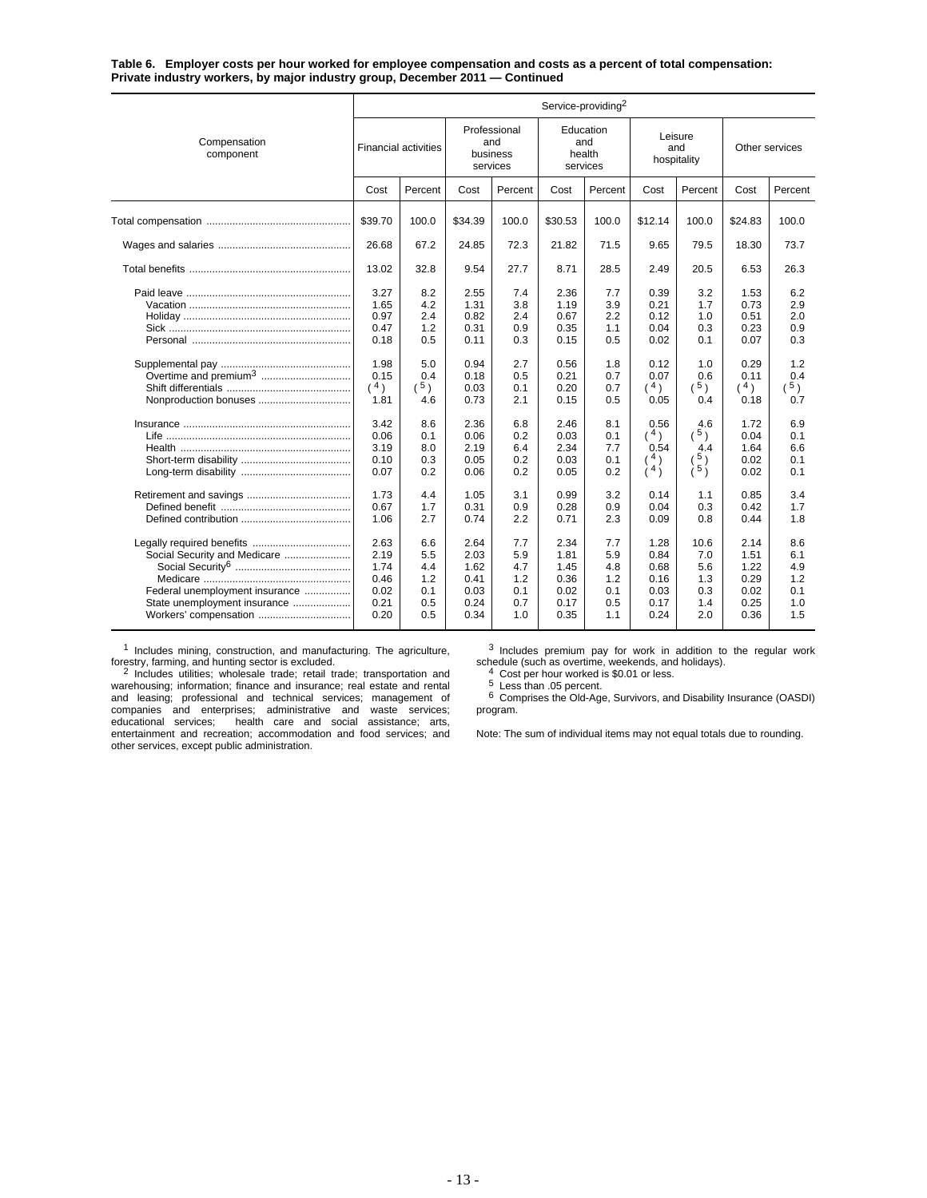**Table 6. Employer costs per hour worked for employee compensation and costs as a percent of total compensation: Private industry workers, by major industry group, December 2011 — Continued**

| Compensation component | Service-providing[2] | | | | | | | | | |
|---|---|---|---|---|---|---|---|---|---|---|
| | Financial activities | | Professional and business services | | Education and health services | | Leisure and hospitality | | Other services | |
| | Cost | Percent | Cost | Percent | Cost | Percent | Cost | Percent | Cost | Percent |
| Total compensation | $39.70 | 100.0 | $34.39 | 100.0 | $30.53 | 100.0 | $12.14 | 100.0 | $24.83 | 100.0 |
| Wages and salaries | 26.68 | 67.2 | 24.85 | 72.3 | 21.82 | 71.5 | 9.65 | 79.5 | 18.30 | 73.7 |
| Total benefits | 13.02 | 32.8 | 9.54 | 27.7 | 8.71 | 28.5 | 2.49 | 20.5 | 6.53 | 26.3 |
| Paid leave | 3.27 | 8.2 | 2.55 | 7.4 | 2.36 | 7.7 | 0.39 | 3.2 | 1.53 | 6.2 |
| Vacation | 1.65 | 4.2 | 1.31 | 3.8 | 1.19 | 3.9 | 0.21 | 1.7 | 0.73 | 2.9 |
| Holiday | 0.97 | 2.4 | 0.82 | 2.4 | 0.67 | 2.2 | 0.12 | 1.0 | 0.51 | 2.0 |
| Sick | 0.47 | 1.2 | 0.31 | 0.9 | 0.35 | 1.1 | 0.04 | 0.3 | 0.23 | 0.9 |
| Personal | 0.18 | 0.5 | 0.11 | 0.3 | 0.15 | 0.5 | 0.02 | 0.1 | 0.07 | 0.3 |
| Supplemental pay | 1.98 | 5.0 | 0.94 | 2.7 | 0.56 | 1.8 | 0.12 | 1.0 | 0.29 | 1.2 |
| Overtime and premium[3] | 0.15 | 0.4 | 0.18 | 0.5 | 0.21 | 0.7 | 0.07 | 0.6 | 0.11 | 0.4 |
| Shift differentials | (4) | (5) | 0.03 | 0.1 | 0.20 | 0.7 | (4) | (5) | (4) | (5) |
| Nonproduction bonuses | 1.81 | 4.6 | 0.73 | 2.1 | 0.15 | 0.5 | 0.05 | 0.4 | 0.18 | 0.7 |
| Insurance | 3.42 | 8.6 | 2.36 | 6.8 | 2.46 | 8.1 | 0.56 | 4.6 | 1.72 | 6.9 |
| Life | 0.06 | 0.1 | 0.06 | 0.2 | 0.03 | 0.1 | (4) | (5) | 0.04 | 0.1 |
| Health | 3.19 | 8.0 | 2.19 | 6.4 | 2.34 | 7.7 | 0.54 | 4.4 | 1.64 | 6.6 |
| Short-term disability | 0.10 | 0.3 | 0.05 | 0.2 | 0.03 | 0.1 | (4) | (5) | 0.02 | 0.1 |
| Long-term disability | 0.07 | 0.2 | 0.06 | 0.2 | 0.05 | 0.2 | (4) | (5) | 0.02 | 0.1 |
| Retirement and savings | 1.73 | 4.4 | 1.05 | 3.1 | 0.99 | 3.2 | 0.14 | 1.1 | 0.85 | 3.4 |
| Defined benefit | 0.67 | 1.7 | 0.31 | 0.9 | 0.28 | 0.9 | 0.04 | 0.3 | 0.42 | 1.7 |
| Defined contribution | 1.06 | 2.7 | 0.74 | 2.2 | 0.71 | 2.3 | 0.09 | 0.8 | 0.44 | 1.8 |
| Legally required benefits | 2.63 | 6.6 | 2.64 | 7.7 | 2.34 | 7.7 | 1.28 | 10.6 | 2.14 | 8.6 |
| Social Security and Medicare | 2.19 | 5.5 | 2.03 | 5.9 | 1.81 | 5.9 | 0.84 | 7.0 | 1.51 | 6.1 |
| Social Security[6] | 1.74 | 4.4 | 1.62 | 4.7 | 1.45 | 4.8 | 0.68 | 5.6 | 1.22 | 4.9 |
| Medicare | 0.46 | 1.2 | 0.41 | 1.2 | 0.36 | 1.2 | 0.16 | 1.3 | 0.29 | 1.2 |
| Federal unemployment insurance | 0.02 | 0.1 | 0.03 | 0.1 | 0.02 | 0.1 | 0.03 | 0.3 | 0.02 | 0.1 |
| State unemployment insurance | 0.21 | 0.5 | 0.24 | 0.7 | 0.17 | 0.5 | 0.17 | 1.4 | 0.25 | 1.0 |
| Workers' compensation | 0.20 | 0.5 | 0.34 | 1.0 | 0.35 | 1.1 | 0.24 | 2.0 | 0.36 | 1.5 |

[1] Includes mining, construction, and manufacturing. The agriculture, forestry, farming, and hunting sector is excluded.

[2] Includes utilities; wholesale trade; retail trade; transportation and warehousing; information; finance and insurance; real estate and rental and leasing; professional and technical services; management of companies and enterprises; administrative and waste services; educational services; health care and social assistance; arts, entertainment and recreation; accommodation and food services; and other services, except public administration.

[3] Includes premium pay for work in addition to the regular work schedule (such as overtime, weekends, and holidays).

[4] Cost per hour worked is $0.01 or less.

[5] Less than .05 percent.

[6] Comprises the Old-Age, Survivors, and Disability Insurance (OASDI) program.

Note: The sum of individual items may not equal totals due to rounding.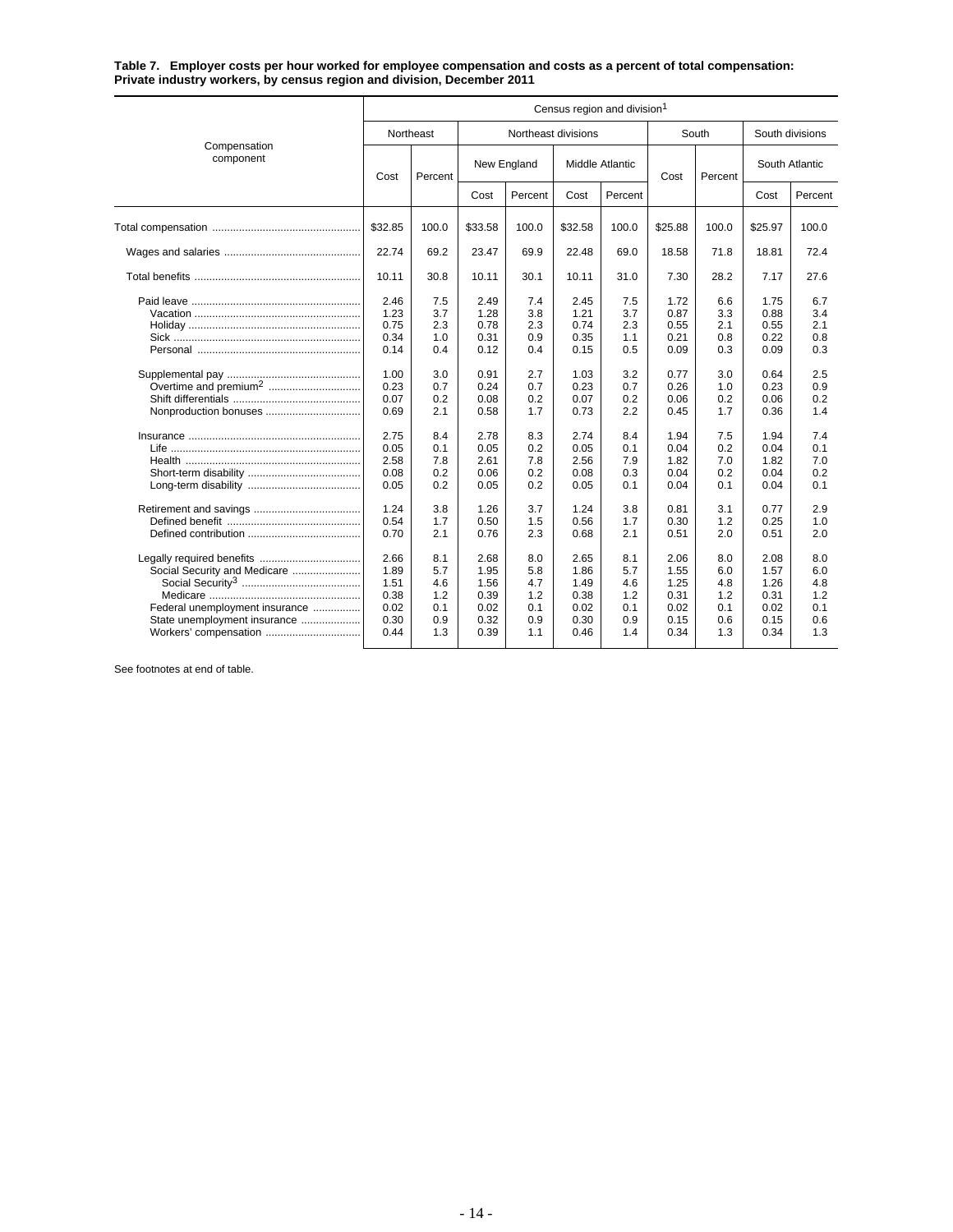**Table 7. Employer costs per hour worked for employee compensation and costs as a percent of total compensation: Private industry workers, by census region and division, December 2011**

| Compensation component | Census region and division[1] | | | | | | | | | |
|---|---|---|---|---|---|---|---|---|---|---|
| | Northeast | | Northeast divisions | | | | South | | South divisions | |
| | | | New England | | Middle Atlantic | | | | South Atlantic | |
| | Cost | Percent | Cost | Percent | Cost | Percent | Cost | Percent | Cost | Percent |
| Total compensation | $32.85 | 100.0 | $33.58 | 100.0 | $32.58 | 100.0 | $25.88 | 100.0 | $25.97 | 100.0 |
| Wages and salaries | 22.74 | 69.2 | 23.47 | 69.9 | 22.48 | 69.0 | 18.58 | 71.8 | 18.81 | 72.4 |
| Total benefits | 10.11 | 30.8 | 10.11 | 30.1 | 10.11 | 31.0 | 7.30 | 28.2 | 7.17 | 27.6 |
| Paid leave | 2.46 | 7.5 | 2.49 | 7.4 | 2.45 | 7.5 | 1.72 | 6.6 | 1.75 | 6.7 |
| Vacation | 1.23 | 3.7 | 1.28 | 3.8 | 1.21 | 3.7 | 0.87 | 3.3 | 0.88 | 3.4 |
| Holiday | 0.75 | 2.3 | 0.78 | 2.3 | 0.74 | 2.3 | 0.55 | 2.1 | 0.55 | 2.1 |
| Sick | 0.34 | 1.0 | 0.31 | 0.9 | 0.35 | 1.1 | 0.21 | 0.8 | 0.22 | 0.8 |
| Personal | 0.14 | 0.4 | 0.12 | 0.4 | 0.15 | 0.5 | 0.09 | 0.3 | 0.09 | 0.3 |
| Supplemental pay | 1.00 | 3.0 | 0.91 | 2.7 | 1.03 | 3.2 | 0.77 | 3.0 | 0.64 | 2.5 |
| Overtime and premium[2] | 0.23 | 0.7 | 0.24 | 0.7 | 0.23 | 0.7 | 0.26 | 1.0 | 0.23 | 0.9 |
| Shift differentials | 0.07 | 0.2 | 0.08 | 0.2 | 0.07 | 0.2 | 0.06 | 0.2 | 0.06 | 0.2 |
| Nonproduction bonuses | 0.69 | 2.1 | 0.58 | 1.7 | 0.73 | 2.2 | 0.45 | 1.7 | 0.36 | 1.4 |
| Insurance | 2.75 | 8.4 | 2.78 | 8.3 | 2.74 | 8.4 | 1.94 | 7.5 | 1.94 | 7.4 |
| Life | 0.05 | 0.1 | 0.05 | 0.2 | 0.05 | 0.1 | 0.04 | 0.2 | 0.04 | 0.1 |
| Health | 2.58 | 7.8 | 2.61 | 7.8 | 2.56 | 7.9 | 1.82 | 7.0 | 1.82 | 7.0 |
| Short-term disability | 0.08 | 0.2 | 0.06 | 0.2 | 0.08 | 0.3 | 0.04 | 0.2 | 0.04 | 0.2 |
| Long-term disability | 0.05 | 0.2 | 0.05 | 0.2 | 0.05 | 0.1 | 0.04 | 0.1 | 0.04 | 0.1 |
| Retirement and savings | 1.24 | 3.8 | 1.26 | 3.7 | 1.24 | 3.8 | 0.81 | 3.1 | 0.77 | 2.9 |
| Defined benefit | 0.54 | 1.7 | 0.50 | 1.5 | 0.56 | 1.7 | 0.30 | 1.2 | 0.25 | 1.0 |
| Defined contribution | 0.70 | 2.1 | 0.76 | 2.3 | 0.68 | 2.1 | 0.51 | 2.0 | 0.51 | 2.0 |
| Legally required benefits | 2.66 | 8.1 | 2.68 | 8.0 | 2.65 | 8.1 | 2.06 | 8.0 | 2.08 | 8.0 |
| Social Security and Medicare | 1.89 | 5.7 | 1.95 | 5.8 | 1.86 | 5.7 | 1.55 | 6.0 | 1.57 | 6.0 |
| Social Security[3] | 1.51 | 4.6 | 1.56 | 4.7 | 1.49 | 4.6 | 1.25 | 4.8 | 1.26 | 4.8 |
| Medicare | 0.38 | 1.2 | 0.39 | 1.2 | 0.38 | 1.2 | 0.31 | 1.2 | 0.31 | 1.2 |
| Federal unemployment insurance | 0.02 | 0.1 | 0.02 | 0.1 | 0.02 | 0.1 | 0.02 | 0.1 | 0.02 | 0.1 |
| State unemployment insurance | 0.30 | 0.9 | 0.32 | 0.9 | 0.30 | 0.9 | 0.15 | 0.6 | 0.15 | 0.6 |
| Workers' compensation | 0.44 | 1.3 | 0.39 | 1.1 | 0.46 | 1.4 | 0.34 | 1.3 | 0.34 | 1.3 |

See footnotes at end of table.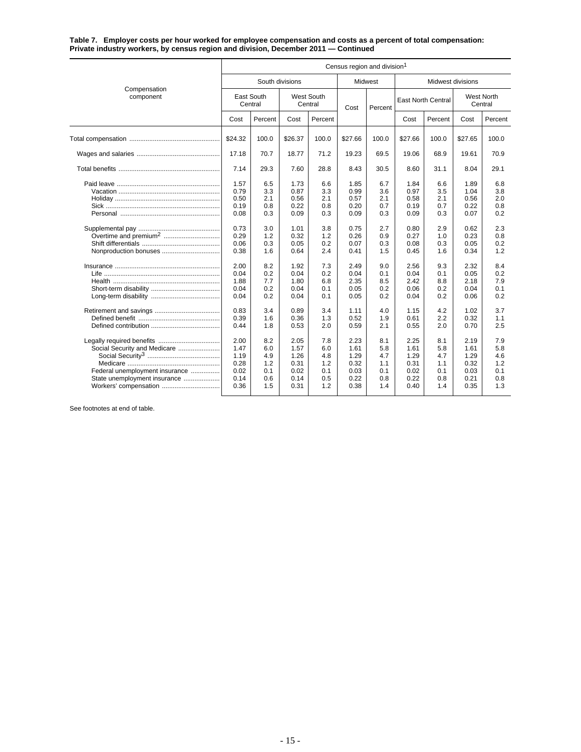**Table 7. Employer costs per hour worked for employee compensation and costs as a percent of total compensation: Private industry workers, by census region and division, December 2011 — Continued**

| Compensation component | Census region and division[1] | | | | | | | | | |
|---|---|---|---|---|---|---|---|---|---|---|
| | South divisions | | | | Midwest | | Midwest divisions | | | |
| | East South Central | | West South Central | | Cost | Percent | East North Central | | West North Central | |
| | Cost | Percent | Cost | Percent | | | Cost | Percent | Cost | Percent |
| Total compensation | $24.32 | 100.0 | $26.37 | 100.0 | $27.66 | 100.0 | $27.66 | 100.0 | $27.65 | 100.0 |
| Wages and salaries | 17.18 | 70.7 | 18.77 | 71.2 | 19.23 | 69.5 | 19.06 | 68.9 | 19.61 | 70.9 |
| Total benefits | 7.14 | 29.3 | 7.60 | 28.8 | 8.43 | 30.5 | 8.60 | 31.1 | 8.04 | 29.1 |
| Paid leave | 1.57 | 6.5 | 1.73 | 6.6 | 1.85 | 6.7 | 1.84 | 6.6 | 1.89 | 6.8 |
| Vacation | 0.79 | 3.3 | 0.87 | 3.3 | 0.99 | 3.6 | 0.97 | 3.5 | 1.04 | 3.8 |
| Holiday | 0.50 | 2.1 | 0.56 | 2.1 | 0.57 | 2.1 | 0.58 | 2.1 | 0.56 | 2.0 |
| Sick | 0.19 | 0.8 | 0.22 | 0.8 | 0.20 | 0.7 | 0.19 | 0.7 | 0.22 | 0.8 |
| Personal | 0.08 | 0.3 | 0.09 | 0.3 | 0.09 | 0.3 | 0.09 | 0.3 | 0.07 | 0.2 |
| Supplemental pay | 0.73 | 3.0 | 1.01 | 3.8 | 0.75 | 2.7 | 0.80 | 2.9 | 0.62 | 2.3 |
| Overtime and premium[2] | 0.29 | 1.2 | 0.32 | 1.2 | 0.26 | 0.9 | 0.27 | 1.0 | 0.23 | 0.8 |
| Shift differentials | 0.06 | 0.3 | 0.05 | 0.2 | 0.07 | 0.3 | 0.08 | 0.3 | 0.05 | 0.2 |
| Nonproduction bonuses | 0.38 | 1.6 | 0.64 | 2.4 | 0.41 | 1.5 | 0.45 | 1.6 | 0.34 | 1.2 |
| Insurance | 2.00 | 8.2 | 1.92 | 7.3 | 2.49 | 9.0 | 2.56 | 9.3 | 2.32 | 8.4 |
| Life | 0.04 | 0.2 | 0.04 | 0.2 | 0.04 | 0.1 | 0.04 | 0.1 | 0.05 | 0.2 |
| Health | 1.88 | 7.7 | 1.80 | 6.8 | 2.35 | 8.5 | 2.42 | 8.8 | 2.18 | 7.9 |
| Short-term disability | 0.04 | 0.2 | 0.04 | 0.1 | 0.05 | 0.2 | 0.06 | 0.2 | 0.04 | 0.1 |
| Long-term disability | 0.04 | 0.2 | 0.04 | 0.1 | 0.05 | 0.2 | 0.04 | 0.2 | 0.06 | 0.2 |
| Retirement and savings | 0.83 | 3.4 | 0.89 | 3.4 | 1.11 | 4.0 | 1.15 | 4.2 | 1.02 | 3.7 |
| Defined benefit | 0.39 | 1.6 | 0.36 | 1.3 | 0.52 | 1.9 | 0.61 | 2.2 | 0.32 | 1.1 |
| Defined contribution | 0.44 | 1.8 | 0.53 | 2.0 | 0.59 | 2.1 | 0.55 | 2.0 | 0.70 | 2.5 |
| Legally required benefits | 2.00 | 8.2 | 2.05 | 7.8 | 2.23 | 8.1 | 2.25 | 8.1 | 2.19 | 7.9 |
| Social Security and Medicare | 1.47 | 6.0 | 1.57 | 6.0 | 1.61 | 5.8 | 1.61 | 5.8 | 1.61 | 5.8 |
| Social Security[3] | 1.19 | 4.9 | 1.26 | 4.8 | 1.29 | 4.7 | 1.29 | 4.7 | 1.29 | 4.6 |
| Medicare | 0.28 | 1.2 | 0.31 | 1.2 | 0.32 | 1.1 | 0.31 | 1.1 | 0.32 | 1.2 |
| Federal unemployment insurance | 0.02 | 0.1 | 0.02 | 0.1 | 0.03 | 0.1 | 0.02 | 0.1 | 0.03 | 0.1 |
| State unemployment insurance | 0.14 | 0.6 | 0.14 | 0.5 | 0.22 | 0.8 | 0.22 | 0.8 | 0.21 | 0.8 |
| Workers' compensation | 0.36 | 1.5 | 0.31 | 1.2 | 0.38 | 1.4 | 0.40 | 1.4 | 0.35 | 1.3 |

See footnotes at end of table.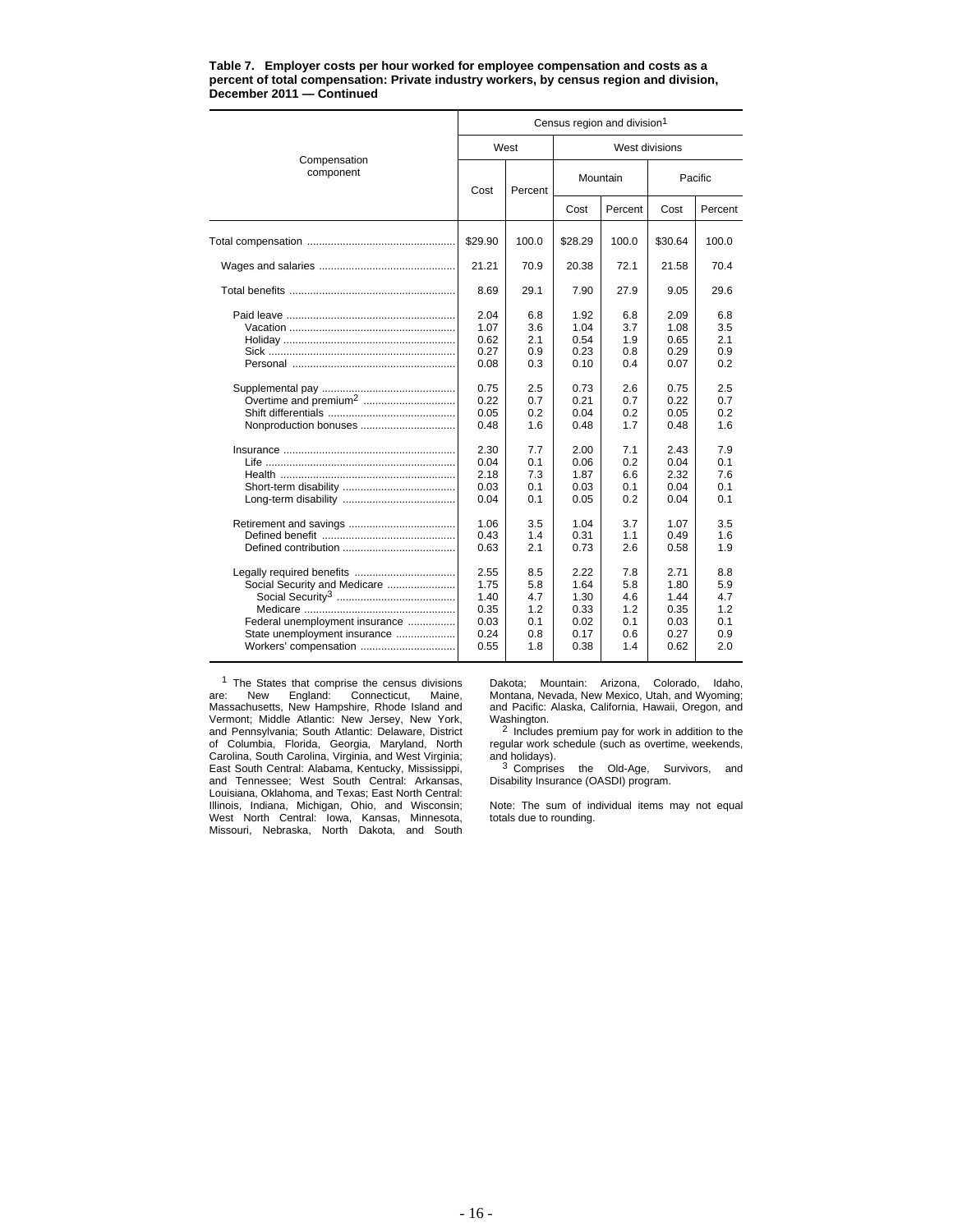**Table 7. Employer costs per hour worked for employee compensation and costs as a percent of total compensation: Private industry workers, by census region and division, December 2011 — Continued**

| Compensation component | Census region and division[1] | | | | | |
|---|---|---|---|---|---|---|
| | West | | West divisions | | | |
| | | | Mountain | | Pacific | |
| | Cost | Percent | Cost | Percent | Cost | Percent |
| Total compensation | $29.90 | 100.0 | $28.29 | 100.0 | $30.64 | 100.0 |
| Wages and salaries | 21.21 | 70.9 | 20.38 | 72.1 | 21.58 | 70.4 |
| Total benefits | 8.69 | 29.1 | 7.90 | 27.9 | 9.05 | 29.6 |
| Paid leave | 2.04 | 6.8 | 1.92 | 6.8 | 2.09 | 6.8 |
| Vacation | 1.07 | 3.6 | 1.04 | 3.7 | 1.08 | 3.5 |
| Holiday | 0.62 | 2.1 | 0.54 | 1.9 | 0.65 | 2.1 |
| Sick | 0.27 | 0.9 | 0.23 | 0.8 | 0.29 | 0.9 |
| Personal | 0.08 | 0.3 | 0.10 | 0.4 | 0.07 | 0.2 |
| Supplemental pay | 0.75 | 2.5 | 0.73 | 2.6 | 0.75 | 2.5 |
| Overtime and premium[2] | 0.22 | 0.7 | 0.21 | 0.7 | 0.22 | 0.7 |
| Shift differentials | 0.05 | 0.2 | 0.04 | 0.2 | 0.05 | 0.2 |
| Nonproduction bonuses | 0.48 | 1.6 | 0.48 | 1.7 | 0.48 | 1.6 |
| Insurance | 2.30 | 7.7 | 2.00 | 7.1 | 2.43 | 7.9 |
| Life | 0.04 | 0.1 | 0.06 | 0.2 | 0.04 | 0.1 |
| Health | 2.18 | 7.3 | 1.87 | 6.6 | 2.32 | 7.6 |
| Short-term disability | 0.03 | 0.1 | 0.03 | 0.1 | 0.04 | 0.1 |
| Long-term disability | 0.04 | 0.1 | 0.05 | 0.2 | 0.04 | 0.1 |
| Retirement and savings | 1.06 | 3.5 | 1.04 | 3.7 | 1.07 | 3.5 |
| Defined benefit | 0.43 | 1.4 | 0.31 | 1.1 | 0.49 | 1.6 |
| Defined contribution | 0.63 | 2.1 | 0.73 | 2.6 | 0.58 | 1.9 |
| Legally required benefits | 2.55 | 8.5 | 2.22 | 7.8 | 2.71 | 8.8 |
| Social Security and Medicare | 1.75 | 5.8 | 1.64 | 5.8 | 1.80 | 5.9 |
| Social Security[3] | 1.40 | 4.7 | 1.30 | 4.6 | 1.44 | 4.7 |
| Medicare | 0.35 | 1.2 | 0.33 | 1.2 | 0.35 | 1.2 |
| Federal unemployment insurance | 0.03 | 0.1 | 0.02 | 0.1 | 0.03 | 0.1 |
| State unemployment insurance | 0.24 | 0.8 | 0.17 | 0.6 | 0.27 | 0.9 |
| Workers' compensation | 0.55 | 1.8 | 0.38 | 1.4 | 0.62 | 2.0 |

[1] The States that comprise the census divisions are: New England: Connecticut, Maine, Massachusetts, New Hampshire, Rhode Island and Vermont; Middle Atlantic: New Jersey, New York, and Pennsylvania; South Atlantic: Delaware, District of Columbia, Florida, Georgia, Maryland, North Carolina, South Carolina, Virginia, and West Virginia; East South Central: Alabama, Kentucky, Mississippi, and Tennessee; West South Central: Arkansas, Louisiana, Oklahoma, and Texas; East North Central: Illinois, Indiana, Michigan, Ohio, and Wisconsin; West North Central: Iowa, Kansas, Minnesota, Missouri, Nebraska, North Dakota, and South Dakota; Mountain: Arizona, Colorado, Idaho, Montana, Nevada, New Mexico, Utah, and Wyoming; and Pacific: Alaska, California, Hawaii, Oregon, and Washington.

[2] Includes premium pay for work in addition to the regular work schedule (such as overtime, weekends, and holidays).

[3] Comprises the Old-Age, Survivors, and Disability Insurance (OASDI) program.

Note: The sum of individual items may not equal totals due to rounding.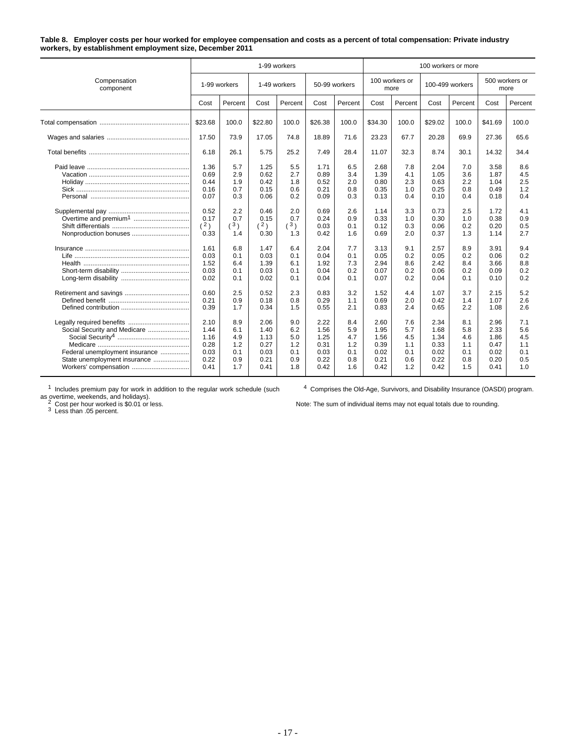**Table 8. Employer costs per hour worked for employee compensation and costs as a percent of total compensation: Private industry workers, by establishment employment size, December 2011**

| Compensation component | 1-99 workers | | | | | | 100 workers or more | | | | | |
|---|---|---|---|---|---|---|---|---|---|---|---|---|
| | 1-99 workers | | 1-49 workers | | 50-99 workers | | 100 workers or more | | 100-499 workers | | 500 workers or more | |
| | Cost | Percent | Cost | Percent | Cost | Percent | Cost | Percent | Cost | Percent | Cost | Percent |
| Total compensation | $23.68 | 100.0 | $22.80 | 100.0 | $26.38 | 100.0 | $34.30 | 100.0 | $29.02 | 100.0 | $41.69 | 100.0 |
| Wages and salaries | 17.50 | 73.9 | 17.05 | 74.8 | 18.89 | 71.6 | 23.23 | 67.7 | 20.28 | 69.9 | 27.36 | 65.6 |
| Total benefits | 6.18 | 26.1 | 5.75 | 25.2 | 7.49 | 28.4 | 11.07 | 32.3 | 8.74 | 30.1 | 14.32 | 34.4 |
| Paid leave | 1.36 | 5.7 | 1.25 | 5.5 | 1.71 | 6.5 | 2.68 | 7.8 | 2.04 | 7.0 | 3.58 | 8.6 |
| Vacation | 0.69 | 2.9 | 0.62 | 2.7 | 0.89 | 3.4 | 1.39 | 4.1 | 1.05 | 3.6 | 1.87 | 4.5 |
| Holiday | 0.44 | 1.9 | 0.42 | 1.8 | 0.52 | 2.0 | 0.80 | 2.3 | 0.63 | 2.2 | 1.04 | 2.5 |
| Sick | 0.16 | 0.7 | 0.15 | 0.6 | 0.21 | 0.8 | 0.35 | 1.0 | 0.25 | 0.8 | 0.49 | 1.2 |
| Personal | 0.07 | 0.3 | 0.06 | 0.2 | 0.09 | 0.3 | 0.13 | 0.4 | 0.10 | 0.4 | 0.18 | 0.4 |
| Supplemental pay | 0.52 | 2.2 | 0.46 | 2.0 | 0.69 | 2.6 | 1.14 | 3.3 | 0.73 | 2.5 | 1.72 | 4.1 |
| Overtime and premium[1] | 0.17 | 0.7 | 0.15 | 0.7 | 0.24 | 0.9 | 0.33 | 1.0 | 0.30 | 1.0 | 0.38 | 0.9 |
| Shift differentials | ([2]) | ([3]) | ([2]) | ([3]) | 0.03 | 0.1 | 0.12 | 0.3 | 0.06 | 0.2 | 0.20 | 0.5 |
| Nonproduction bonuses | 0.33 | 1.4 | 0.30 | 1.3 | 0.42 | 1.6 | 0.69 | 2.0 | 0.37 | 1.3 | 1.14 | 2.7 |
| Insurance | 1.61 | 6.8 | 1.47 | 6.4 | 2.04 | 7.7 | 3.13 | 9.1 | 2.57 | 8.9 | 3.91 | 9.4 |
| Life | 0.03 | 0.1 | 0.03 | 0.1 | 0.04 | 0.1 | 0.05 | 0.2 | 0.05 | 0.2 | 0.06 | 0.2 |
| Health | 1.52 | 6.4 | 1.39 | 6.1 | 1.92 | 7.3 | 2.94 | 8.6 | 2.42 | 8.4 | 3.66 | 8.8 |
| Short-term disability | 0.03 | 0.1 | 0.03 | 0.1 | 0.04 | 0.2 | 0.07 | 0.2 | 0.06 | 0.2 | 0.09 | 0.2 |
| Long-term disability | 0.02 | 0.1 | 0.02 | 0.1 | 0.04 | 0.1 | 0.07 | 0.2 | 0.04 | 0.1 | 0.10 | 0.2 |
| Retirement and savings | 0.60 | 2.5 | 0.52 | 2.3 | 0.83 | 3.2 | 1.52 | 4.4 | 1.07 | 3.7 | 2.15 | 5.2 |
| Defined benefit | 0.21 | 0.9 | 0.18 | 0.8 | 0.29 | 1.1 | 0.69 | 2.0 | 0.42 | 1.4 | 1.07 | 2.6 |
| Defined contribution | 0.39 | 1.7 | 0.34 | 1.5 | 0.55 | 2.1 | 0.83 | 2.4 | 0.65 | 2.2 | 1.08 | 2.6 |
| Legally required benefits | 2.10 | 8.9 | 2.06 | 9.0 | 2.22 | 8.4 | 2.60 | 7.6 | 2.34 | 8.1 | 2.96 | 7.1 |
| Social Security and Medicare | 1.44 | 6.1 | 1.40 | 6.2 | 1.56 | 5.9 | 1.95 | 5.7 | 1.68 | 5.8 | 2.33 | 5.6 |
| Social Security[4] | 1.16 | 4.9 | 1.13 | 5.0 | 1.25 | 4.7 | 1.56 | 4.5 | 1.34 | 4.6 | 1.86 | 4.5 |
| Medicare | 0.28 | 1.2 | 0.27 | 1.2 | 0.31 | 1.2 | 0.39 | 1.1 | 0.33 | 1.1 | 0.47 | 1.1 |
| Federal unemployment insurance | 0.03 | 0.1 | 0.03 | 0.1 | 0.03 | 0.1 | 0.02 | 0.1 | 0.02 | 0.1 | 0.02 | 0.1 |
| State unemployment insurance | 0.22 | 0.9 | 0.21 | 0.9 | 0.22 | 0.8 | 0.21 | 0.6 | 0.22 | 0.8 | 0.20 | 0.5 |
| Workers' compensation | 0.41 | 1.7 | 0.41 | 1.8 | 0.42 | 1.6 | 0.42 | 1.2 | 0.42 | 1.5 | 0.41 | 1.0 |

[1] Includes premium pay for work in addition to the regular work schedule (such as overtime, weekends, and holidays).
[2] Cost per hour worked is $0.01 or less.
[3] Less than .05 percent.
[4] Comprises the Old-Age, Survivors, and Disability Insurance (OASDI) program.

Note: The sum of individual items may not equal totals due to rounding.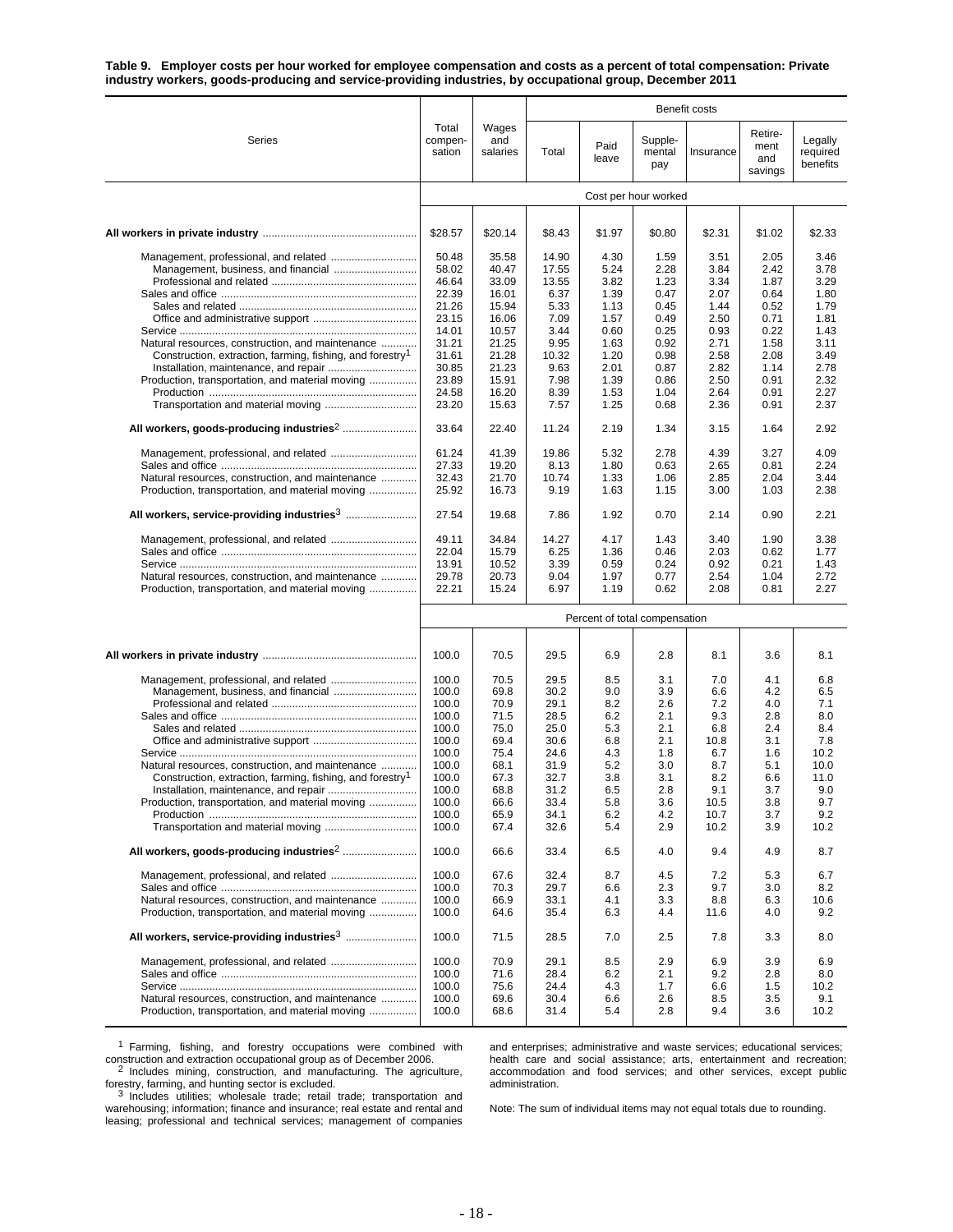**Table 9. Employer costs per hour worked for employee compensation and costs as a percent of total compensation: Private industry workers, goods-producing and service-providing industries, by occupational group, December 2011**

| Series | Total compensation | Wages and salaries | Benefit costs | | | | | |
|---|---|---|---|---|---|---|---|---|
| | | | Total | Paid leave | Supplemental pay | Insurance | Retirement and savings | Legally required benefits |
| | **Cost per hour worked** | | | | | | | |
| **All workers in private industry** | $28.57 | $20.14 | $8.43 | $1.97 | $0.80 | $2.31 | $1.02 | $2.33 |
| Management, professional, and related | 50.48 | 35.58 | 14.90 | 4.30 | 1.59 | 3.51 | 2.05 | 3.46 |
| Management, business, and financial | 58.02 | 40.47 | 17.55 | 5.24 | 2.28 | 3.84 | 2.42 | 3.78 |
| Professional and related | 46.64 | 33.09 | 13.55 | 3.82 | 1.23 | 3.34 | 1.87 | 3.29 |
| Sales and office | 22.39 | 16.01 | 6.37 | 1.39 | 0.47 | 2.07 | 0.64 | 1.80 |
| Sales and related | 21.26 | 15.94 | 5.33 | 1.13 | 0.45 | 1.44 | 0.52 | 1.79 |
| Office and administrative support | 23.15 | 16.06 | 7.09 | 1.57 | 0.49 | 2.50 | 0.71 | 1.81 |
| Service | 14.01 | 10.57 | 3.44 | 0.60 | 0.25 | 0.93 | 0.22 | 1.43 |
| Natural resources, construction, and maintenance | 31.21 | 21.25 | 9.95 | 1.63 | 0.92 | 2.71 | 1.58 | 3.11 |
| Construction, extraction, farming, fishing, and forestry[1] | 31.61 | 21.28 | 10.32 | 1.20 | 0.98 | 2.58 | 2.08 | 3.49 |
| Installation, maintenance, and repair | 30.85 | 21.23 | 9.63 | 2.01 | 0.87 | 2.82 | 1.14 | 2.78 |
| Production, transportation, and material moving | 23.89 | 15.91 | 7.98 | 1.39 | 0.86 | 2.50 | 0.91 | 2.32 |
| Production | 24.58 | 16.20 | 8.39 | 1.53 | 1.04 | 2.64 | 0.91 | 2.27 |
| Transportation and material moving | 23.20 | 15.63 | 7.57 | 1.25 | 0.68 | 2.36 | 0.91 | 2.37 |
| **All workers, goods-producing industries[2]** | 33.64 | 22.40 | 11.24 | 2.19 | 1.34 | 3.15 | 1.64 | 2.92 |
| Management, professional, and related | 61.24 | 41.39 | 19.86 | 5.32 | 2.78 | 4.39 | 3.27 | 4.09 |
| Sales and office | 27.33 | 19.20 | 8.13 | 1.80 | 0.63 | 2.65 | 0.81 | 2.24 |
| Natural resources, construction, and maintenance | 32.43 | 21.70 | 10.74 | 1.33 | 1.06 | 2.85 | 2.04 | 3.44 |
| Production, transportation, and material moving | 25.92 | 16.73 | 9.19 | 1.63 | 1.15 | 3.00 | 1.03 | 2.38 |
| **All workers, service-providing industries[3]** | 27.54 | 19.68 | 7.86 | 1.92 | 0.70 | 2.14 | 0.90 | 2.21 |
| Management, professional, and related | 49.11 | 34.84 | 14.27 | 4.17 | 1.43 | 3.40 | 1.90 | 3.38 |
| Sales and office | 22.04 | 15.79 | 6.25 | 1.36 | 0.46 | 2.03 | 0.62 | 1.77 |
| Service | 13.91 | 10.52 | 3.39 | 0.59 | 0.24 | 0.92 | 0.21 | 1.43 |
| Natural resources, construction, and maintenance | 29.78 | 20.73 | 9.04 | 1.97 | 0.77 | 2.54 | 1.04 | 2.72 |
| Production, transportation, and material moving | 22.21 | 15.24 | 6.97 | 1.19 | 0.62 | 2.08 | 0.81 | 2.27 |
| | **Percent of total compensation** | | | | | | | |
| **All workers in private industry** | 100.0 | 70.5 | 29.5 | 6.9 | 2.8 | 8.1 | 3.6 | 8.1 |
| Management, professional, and related | 100.0 | 70.5 | 29.5 | 8.5 | 3.1 | 7.0 | 4.1 | 6.8 |
| Management, business, and financial | 100.0 | 69.8 | 30.2 | 9.0 | 3.9 | 6.6 | 4.2 | 6.5 |
| Professional and related | 100.0 | 70.9 | 29.1 | 8.2 | 2.6 | 7.2 | 4.0 | 7.1 |
| Sales and office | 100.0 | 71.5 | 28.5 | 6.2 | 2.1 | 9.3 | 2.8 | 8.0 |
| Sales and related | 100.0 | 75.0 | 25.0 | 5.3 | 2.1 | 6.8 | 2.4 | 8.4 |
| Office and administrative support | 100.0 | 69.4 | 30.6 | 6.8 | 2.1 | 10.8 | 3.1 | 7.8 |
| Service | 100.0 | 75.4 | 24.6 | 4.3 | 1.8 | 6.7 | 1.6 | 10.2 |
| Natural resources, construction, and maintenance | 100.0 | 68.1 | 31.9 | 5.2 | 3.0 | 8.7 | 5.1 | 10.0 |
| Construction, extraction, farming, fishing, and forestry[1] | 100.0 | 67.3 | 32.7 | 3.8 | 3.1 | 8.2 | 6.6 | 11.0 |
| Installation, maintenance, and repair | 100.0 | 68.8 | 31.2 | 6.5 | 2.8 | 9.1 | 3.7 | 9.0 |
| Production, transportation, and material moving | 100.0 | 66.6 | 33.4 | 5.8 | 3.6 | 10.5 | 3.8 | 9.7 |
| Production | 100.0 | 65.9 | 34.1 | 6.2 | 4.2 | 10.7 | 3.7 | 9.2 |
| Transportation and material moving | 100.0 | 67.4 | 32.6 | 5.4 | 2.9 | 10.2 | 3.9 | 10.2 |
| **All workers, goods-producing industries[2]** | 100.0 | 66.6 | 33.4 | 6.5 | 4.0 | 9.4 | 4.9 | 8.7 |
| Management, professional, and related | 100.0 | 67.6 | 32.4 | 8.7 | 4.5 | 7.2 | 5.3 | 6.7 |
| Sales and office | 100.0 | 70.3 | 29.7 | 6.6 | 2.3 | 9.7 | 3.0 | 8.2 |
| Natural resources, construction, and maintenance | 100.0 | 66.9 | 33.1 | 4.1 | 3.3 | 8.8 | 6.3 | 10.6 |
| Production, transportation, and material moving | 100.0 | 64.6 | 35.4 | 6.3 | 4.4 | 11.6 | 4.0 | 9.2 |
| **All workers, service-providing industries[3]** | 100.0 | 71.5 | 28.5 | 7.0 | 2.5 | 7.8 | 3.3 | 8.0 |
| Management, professional, and related | 100.0 | 70.9 | 29.1 | 8.5 | 2.9 | 6.9 | 3.9 | 6.9 |
| Sales and office | 100.0 | 71.6 | 28.4 | 6.2 | 2.1 | 9.2 | 2.8 | 8.0 |
| Service | 100.0 | 75.6 | 24.4 | 4.3 | 1.7 | 6.6 | 1.5 | 10.2 |
| Natural resources, construction, and maintenance | 100.0 | 69.6 | 30.4 | 6.6 | 2.6 | 8.5 | 3.5 | 9.1 |
| Production, transportation, and material moving | 100.0 | 68.6 | 31.4 | 5.4 | 2.8 | 9.4 | 3.6 | 10.2 |

[1] Farming, fishing, and forestry occupations were combined with construction and extraction occupational group as of December 2006.

[2] Includes mining, construction, and manufacturing. The agriculture, forestry, farming, and hunting sector is excluded.

[3] Includes utilities; wholesale trade; retail trade; transportation and warehousing; information; finance and insurance; real estate and rental and leasing; professional and technical services; management of companies and enterprises; administrative and waste services; educational services; health care and social assistance; arts, entertainment and recreation; accommodation and food services; and other services, except public administration.

Note: The sum of individual items may not equal totals due to rounding.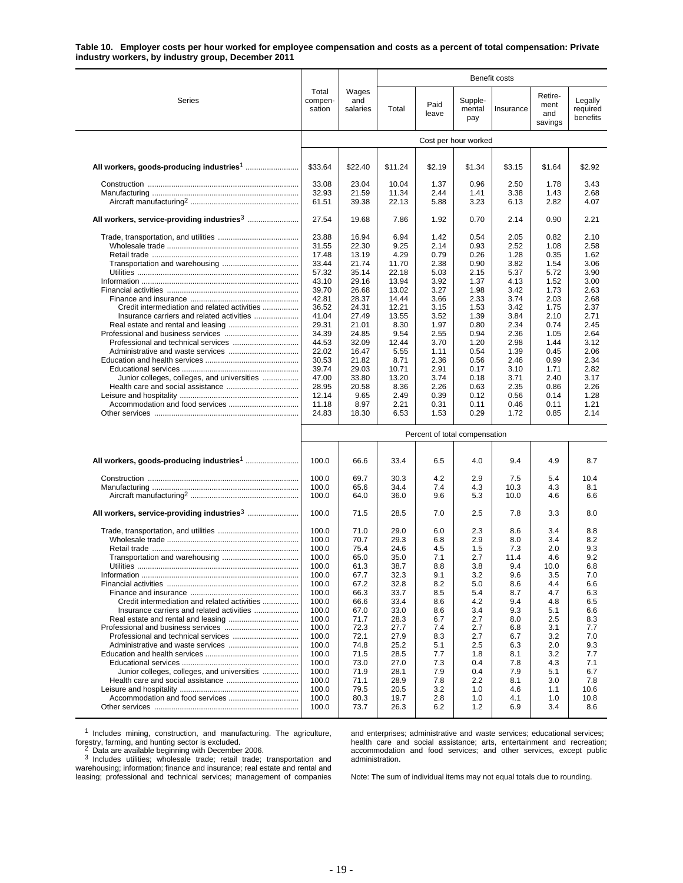**Table 10. Employer costs per hour worked for employee compensation and costs as a percent of total compensation: Private industry workers, by industry group, December 2011**

| Series | Total compensation | Wages and salaries | Benefit costs: Total | Paid leave | Supplemental pay | Insurance | Retirement and savings | Legally required benefits |
|---|---|---|---|---|---|---|---|---|
| | **Cost per hour worked** | | | | | | | |
| **All workers, goods-producing industries**[1] | $33.64 | $22.40 | $11.24 | $2.19 | $1.34 | $3.15 | $1.64 | $2.92 |
| Construction | 33.08 | 23.04 | 10.04 | 1.37 | 0.96 | 2.50 | 1.78 | 3.43 |
| Manufacturing | 32.93 | 21.59 | 11.34 | 2.44 | 1.41 | 3.38 | 1.43 | 2.68 |
| Aircraft manufacturing[2] | 61.51 | 39.38 | 22.13 | 5.88 | 3.23 | 6.13 | 2.82 | 4.07 |
| **All workers, service-providing industries**[3] | 27.54 | 19.68 | 7.86 | 1.92 | 0.70 | 2.14 | 0.90 | 2.21 |
| Trade, transportation, and utilities | 23.88 | 16.94 | 6.94 | 1.42 | 0.54 | 2.05 | 0.82 | 2.10 |
| Wholesale trade | 31.55 | 22.30 | 9.25 | 2.14 | 0.93 | 2.52 | 1.08 | 2.58 |
| Retail trade | 17.48 | 13.19 | 4.29 | 0.79 | 0.26 | 1.28 | 0.35 | 1.62 |
| Transportation and warehousing | 33.44 | 21.74 | 11.70 | 2.38 | 0.90 | 3.82 | 1.54 | 3.06 |
| Utilities | 57.32 | 35.14 | 22.18 | 5.03 | 2.15 | 5.37 | 5.72 | 3.90 |
| Information | 43.10 | 29.16 | 13.94 | 3.92 | 1.37 | 4.13 | 1.52 | 3.00 |
| Financial activities | 39.70 | 26.68 | 13.02 | 3.27 | 1.98 | 3.42 | 1.73 | 2.63 |
| Finance and insurance | 42.81 | 28.37 | 14.44 | 3.66 | 2.33 | 3.74 | 2.03 | 2.68 |
| Credit intermediation and related activities | 36.52 | 24.31 | 12.21 | 3.15 | 1.53 | 3.42 | 1.75 | 2.37 |
| Insurance carriers and related activities | 41.04 | 27.49 | 13.55 | 3.52 | 1.39 | 3.84 | 2.10 | 2.71 |
| Real estate and rental and leasing | 29.31 | 21.01 | 8.30 | 1.97 | 0.80 | 2.34 | 0.74 | 2.45 |
| Professional and business services | 34.39 | 24.85 | 9.54 | 2.55 | 0.94 | 2.36 | 1.05 | 2.64 |
| Professional and technical services | 44.53 | 32.09 | 12.44 | 3.70 | 1.20 | 2.98 | 1.44 | 3.12 |
| Administrative and waste services | 22.02 | 16.47 | 5.55 | 1.11 | 0.54 | 1.39 | 0.45 | 2.06 |
| Education and health services | 30.53 | 21.82 | 8.71 | 2.36 | 0.56 | 2.46 | 0.99 | 2.34 |
| Educational services | 39.74 | 29.03 | 10.71 | 2.91 | 0.17 | 3.10 | 1.71 | 2.82 |
| Junior colleges, colleges, and universities | 47.00 | 33.80 | 13.20 | 3.74 | 0.18 | 3.71 | 2.40 | 3.17 |
| Health care and social assistance | 28.95 | 20.58 | 8.36 | 2.26 | 0.63 | 2.35 | 0.86 | 2.26 |
| Leisure and hospitality | 12.14 | 9.65 | 2.49 | 0.39 | 0.12 | 0.56 | 0.14 | 1.28 |
| Accommodation and food services | 11.18 | 8.97 | 2.21 | 0.31 | 0.11 | 0.46 | 0.11 | 1.21 |
| Other services | 24.83 | 18.30 | 6.53 | 1.53 | 0.29 | 1.72 | 0.85 | 2.14 |
| | **Percent of total compensation** | | | | | | | |
| **All workers, goods-producing industries**[1] | 100.0 | 66.6 | 33.4 | 6.5 | 4.0 | 9.4 | 4.9 | 8.7 |
| Construction | 100.0 | 69.7 | 30.3 | 4.2 | 2.9 | 7.5 | 5.4 | 10.4 |
| Manufacturing | 100.0 | 65.6 | 34.4 | 7.4 | 4.3 | 10.3 | 4.3 | 8.1 |
| Aircraft manufacturing[2] | 100.0 | 64.0 | 36.0 | 9.6 | 5.3 | 10.0 | 4.6 | 6.6 |
| **All workers, service-providing industries**[3] | 100.0 | 71.5 | 28.5 | 7.0 | 2.5 | 7.8 | 3.3 | 8.0 |
| Trade, transportation, and utilities | 100.0 | 71.0 | 29.0 | 6.0 | 2.3 | 8.6 | 3.4 | 8.8 |
| Wholesale trade | 100.0 | 70.7 | 29.3 | 6.8 | 2.9 | 8.0 | 3.4 | 8.2 |
| Retail trade | 100.0 | 75.4 | 24.6 | 4.5 | 1.5 | 7.3 | 2.0 | 9.3 |
| Transportation and warehousing | 100.0 | 65.0 | 35.0 | 7.1 | 2.7 | 11.4 | 4.6 | 9.2 |
| Utilities | 100.0 | 61.3 | 38.7 | 8.8 | 3.8 | 9.4 | 10.0 | 6.8 |
| Information | 100.0 | 67.7 | 32.3 | 9.1 | 3.2 | 9.6 | 3.5 | 7.0 |
| Financial activities | 100.0 | 67.2 | 32.8 | 8.2 | 5.0 | 8.6 | 4.4 | 6.6 |
| Finance and insurance | 100.0 | 66.3 | 33.7 | 8.5 | 5.4 | 8.7 | 4.7 | 6.3 |
| Credit intermediation and related activities | 100.0 | 66.6 | 33.4 | 8.6 | 4.2 | 9.4 | 4.8 | 6.5 |
| Insurance carriers and related activities | 100.0 | 67.0 | 33.0 | 8.6 | 3.4 | 9.3 | 5.1 | 6.6 |
| Real estate and rental and leasing | 100.0 | 71.7 | 28.3 | 6.7 | 2.7 | 8.0 | 2.5 | 8.3 |
| Professional and business services | 100.0 | 72.3 | 27.7 | 7.4 | 2.7 | 6.8 | 3.1 | 7.7 |
| Professional and technical services | 100.0 | 72.1 | 27.9 | 8.3 | 2.7 | 6.7 | 3.2 | 7.0 |
| Administrative and waste services | 100.0 | 74.8 | 25.2 | 5.1 | 2.5 | 6.3 | 2.0 | 9.3 |
| Education and health services | 100.0 | 71.5 | 28.5 | 7.7 | 1.8 | 8.1 | 3.2 | 7.7 |
| Educational services | 100.0 | 73.0 | 27.0 | 7.3 | 0.4 | 7.8 | 4.3 | 7.1 |
| Junior colleges, colleges, and universities | 100.0 | 71.9 | 28.1 | 7.9 | 0.4 | 7.9 | 5.1 | 6.7 |
| Health care and social assistance | 100.0 | 71.1 | 28.9 | 7.8 | 2.2 | 8.1 | 3.0 | 7.8 |
| Leisure and hospitality | 100.0 | 79.5 | 20.5 | 3.2 | 1.0 | 4.6 | 1.1 | 10.6 |
| Accommodation and food services | 100.0 | 80.3 | 19.7 | 2.8 | 1.0 | 4.1 | 1.0 | 10.8 |
| Other services | 100.0 | 73.7 | 26.3 | 6.2 | 1.2 | 6.9 | 3.4 | 8.6 |

[1] Includes mining, construction, and manufacturing. The agriculture, forestry, farming, and hunting sector is excluded.

[2] Data are available beginning with December 2006.

[3] Includes utilities; wholesale trade; retail trade; transportation and warehousing; information; finance and insurance; real estate and rental and leasing; professional and technical services; management of companies and enterprises; administrative and waste services; educational services; health care and social assistance; arts, entertainment and recreation; accommodation and food services; and other services, except public administration.

Note: The sum of individual items may not equal totals due to rounding.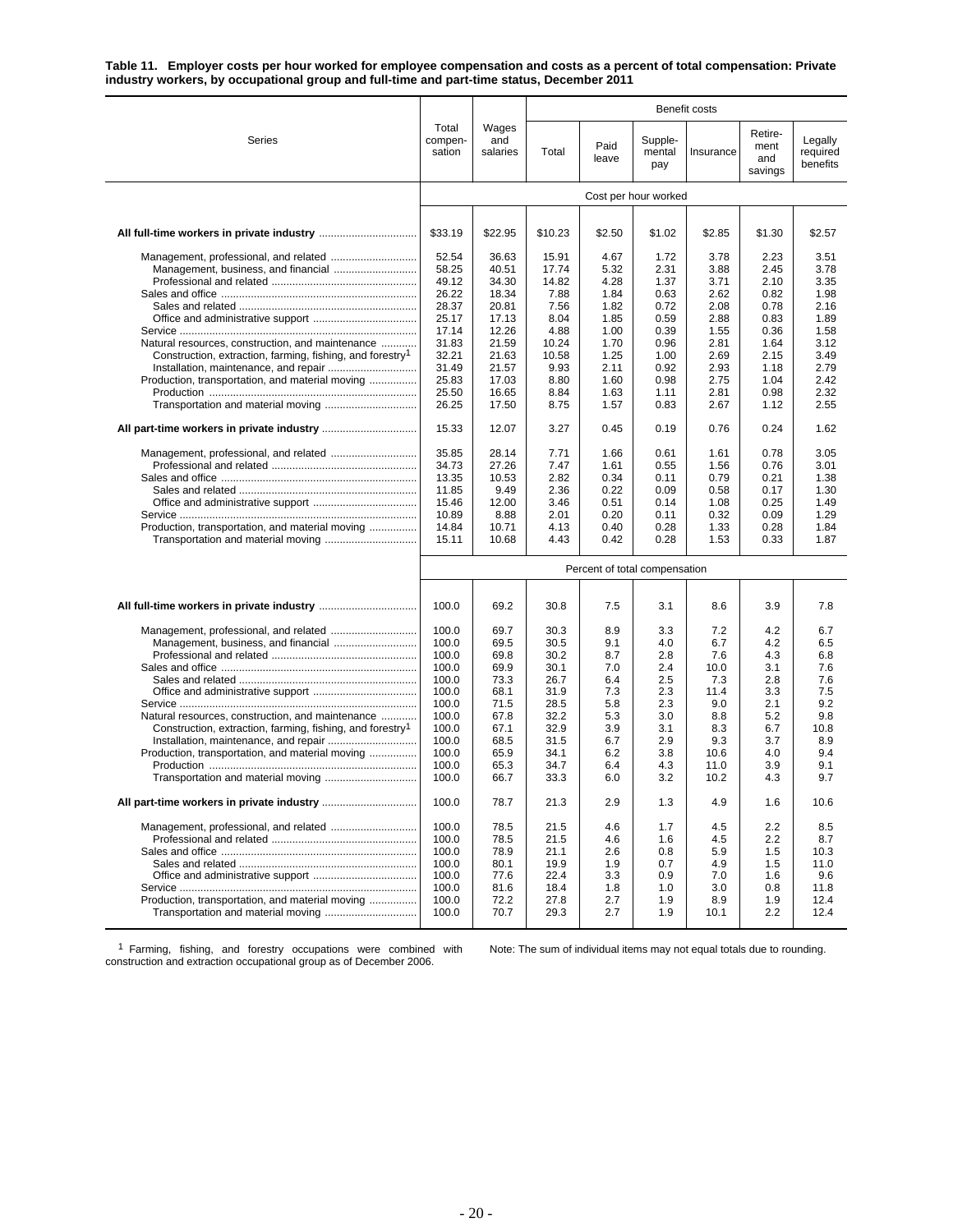**Table 11. Employer costs per hour worked for employee compensation and costs as a percent of total compensation: Private industry workers, by occupational group and full-time and part-time status, December 2011**

| Series | Total compensation | Wages and salaries | Benefit costs | | | | | |
|---|---|---|---|---|---|---|---|---|
| | | | Total | Paid leave | Supplemental pay | Insurance | Retirement and savings | Legally required benefits |
| | Cost per hour worked | | | | | | | |
| **All full-time workers in private industry** | $33.19 | $22.95 | $10.23 | $2.50 | $1.02 | $2.85 | $1.30 | $2.57 |
| Management, professional, and related | 52.54 | 36.63 | 15.91 | 4.67 | 1.72 | 3.78 | 2.23 | 3.51 |
| Management, business, and financial | 58.25 | 40.51 | 17.74 | 5.32 | 2.31 | 3.88 | 2.45 | 3.78 |
| Professional and related | 49.12 | 34.30 | 14.82 | 4.28 | 1.37 | 3.71 | 2.10 | 3.35 |
| Sales and office | 26.22 | 18.34 | 7.88 | 1.84 | 0.63 | 2.62 | 0.82 | 1.98 |
| Sales and related | 28.37 | 20.81 | 7.56 | 1.82 | 0.72 | 2.08 | 0.78 | 2.16 |
| Office and administrative support | 25.17 | 17.13 | 8.04 | 1.85 | 0.59 | 2.88 | 0.83 | 1.89 |
| Service | 17.14 | 12.26 | 4.88 | 1.00 | 0.39 | 1.55 | 0.36 | 1.58 |
| Natural resources, construction, and maintenance | 31.83 | 21.59 | 10.24 | 1.70 | 0.96 | 2.81 | 1.64 | 3.12 |
| Construction, extraction, farming, fishing, and forestry[1] | 32.21 | 21.63 | 10.58 | 1.25 | 1.00 | 2.69 | 2.15 | 3.49 |
| Installation, maintenance, and repair | 31.49 | 21.57 | 9.93 | 2.11 | 0.92 | 2.93 | 1.18 | 2.79 |
| Production, transportation, and material moving | 25.83 | 17.03 | 8.80 | 1.60 | 0.98 | 2.75 | 1.04 | 2.42 |
| Production | 25.50 | 16.65 | 8.84 | 1.63 | 1.11 | 2.81 | 0.98 | 2.32 |
| Transportation and material moving | 26.25 | 17.50 | 8.75 | 1.57 | 0.83 | 2.67 | 1.12 | 2.55 |
| **All part-time workers in private industry** | 15.33 | 12.07 | 3.27 | 0.45 | 0.19 | 0.76 | 0.24 | 1.62 |
| Management, professional, and related | 35.85 | 28.14 | 7.71 | 1.66 | 0.61 | 1.61 | 0.78 | 3.05 |
| Professional and related | 34.73 | 27.26 | 7.47 | 1.61 | 0.55 | 1.56 | 0.76 | 3.01 |
| Sales and office | 13.35 | 10.53 | 2.82 | 0.34 | 0.11 | 0.79 | 0.21 | 1.38 |
| Sales and related | 11.85 | 9.49 | 2.36 | 0.22 | 0.09 | 0.58 | 0.17 | 1.30 |
| Office and administrative support | 15.46 | 12.00 | 3.46 | 0.51 | 0.14 | 1.08 | 0.25 | 1.49 |
| Service | 10.89 | 8.88 | 2.01 | 0.20 | 0.11 | 0.32 | 0.09 | 1.29 |
| Production, transportation, and material moving | 14.84 | 10.71 | 4.13 | 0.40 | 0.28 | 1.33 | 0.28 | 1.84 |
| Transportation and material moving | 15.11 | 10.68 | 4.43 | 0.42 | 0.28 | 1.53 | 0.33 | 1.87 |
| | Percent of total compensation | | | | | | | |
| **All full-time workers in private industry** | 100.0 | 69.2 | 30.8 | 7.5 | 3.1 | 8.6 | 3.9 | 7.8 |
| Management, professional, and related | 100.0 | 69.7 | 30.3 | 8.9 | 3.3 | 7.2 | 4.2 | 6.7 |
| Management, business, and financial | 100.0 | 69.5 | 30.5 | 9.1 | 4.0 | 6.7 | 4.2 | 6.5 |
| Professional and related | 100.0 | 69.8 | 30.2 | 8.7 | 2.8 | 7.6 | 4.3 | 6.8 |
| Sales and office | 100.0 | 69.9 | 30.1 | 7.0 | 2.4 | 10.0 | 3.1 | 7.6 |
| Sales and related | 100.0 | 73.3 | 26.7 | 6.4 | 2.5 | 7.3 | 2.8 | 7.6 |
| Office and administrative support | 100.0 | 68.1 | 31.9 | 7.3 | 2.3 | 11.4 | 3.3 | 7.5 |
| Service | 100.0 | 71.5 | 28.5 | 5.8 | 2.3 | 9.0 | 2.1 | 9.2 |
| Natural resources, construction, and maintenance | 100.0 | 67.8 | 32.2 | 5.3 | 3.0 | 8.8 | 5.2 | 9.8 |
| Construction, extraction, farming, fishing, and forestry[1] | 100.0 | 67.1 | 32.9 | 3.9 | 3.1 | 8.3 | 6.7 | 10.8 |
| Installation, maintenance, and repair | 100.0 | 68.5 | 31.5 | 6.7 | 2.9 | 9.3 | 3.7 | 8.9 |
| Production, transportation, and material moving | 100.0 | 65.9 | 34.1 | 6.2 | 3.8 | 10.6 | 4.0 | 9.4 |
| Production | 100.0 | 65.3 | 34.7 | 6.4 | 4.3 | 11.0 | 3.9 | 9.1 |
| Transportation and material moving | 100.0 | 66.7 | 33.3 | 6.0 | 3.2 | 10.2 | 4.3 | 9.7 |
| **All part-time workers in private industry** | 100.0 | 78.7 | 21.3 | 2.9 | 1.3 | 4.9 | 1.6 | 10.6 |
| Management, professional, and related | 100.0 | 78.5 | 21.5 | 4.6 | 1.7 | 4.5 | 2.2 | 8.5 |
| Professional and related | 100.0 | 78.5 | 21.5 | 4.6 | 1.6 | 4.5 | 2.2 | 8.7 |
| Sales and office | 100.0 | 78.9 | 21.1 | 2.6 | 0.8 | 5.9 | 1.5 | 10.3 |
| Sales and related | 100.0 | 80.1 | 19.9 | 1.9 | 0.7 | 4.9 | 1.5 | 11.0 |
| Office and administrative support | 100.0 | 77.6 | 22.4 | 3.3 | 0.9 | 7.0 | 1.6 | 9.6 |
| Service | 100.0 | 81.6 | 18.4 | 1.8 | 1.0 | 3.0 | 0.8 | 11.8 |
| Production, transportation, and material moving | 100.0 | 72.2 | 27.8 | 2.7 | 1.9 | 8.9 | 1.9 | 12.4 |
| Transportation and material moving | 100.0 | 70.7 | 29.3 | 2.7 | 1.9 | 10.1 | 2.2 | 12.4 |

[1] Farming, fishing, and forestry occupations were combined with construction and extraction occupational group as of December 2006.

Note: The sum of individual items may not equal totals due to rounding.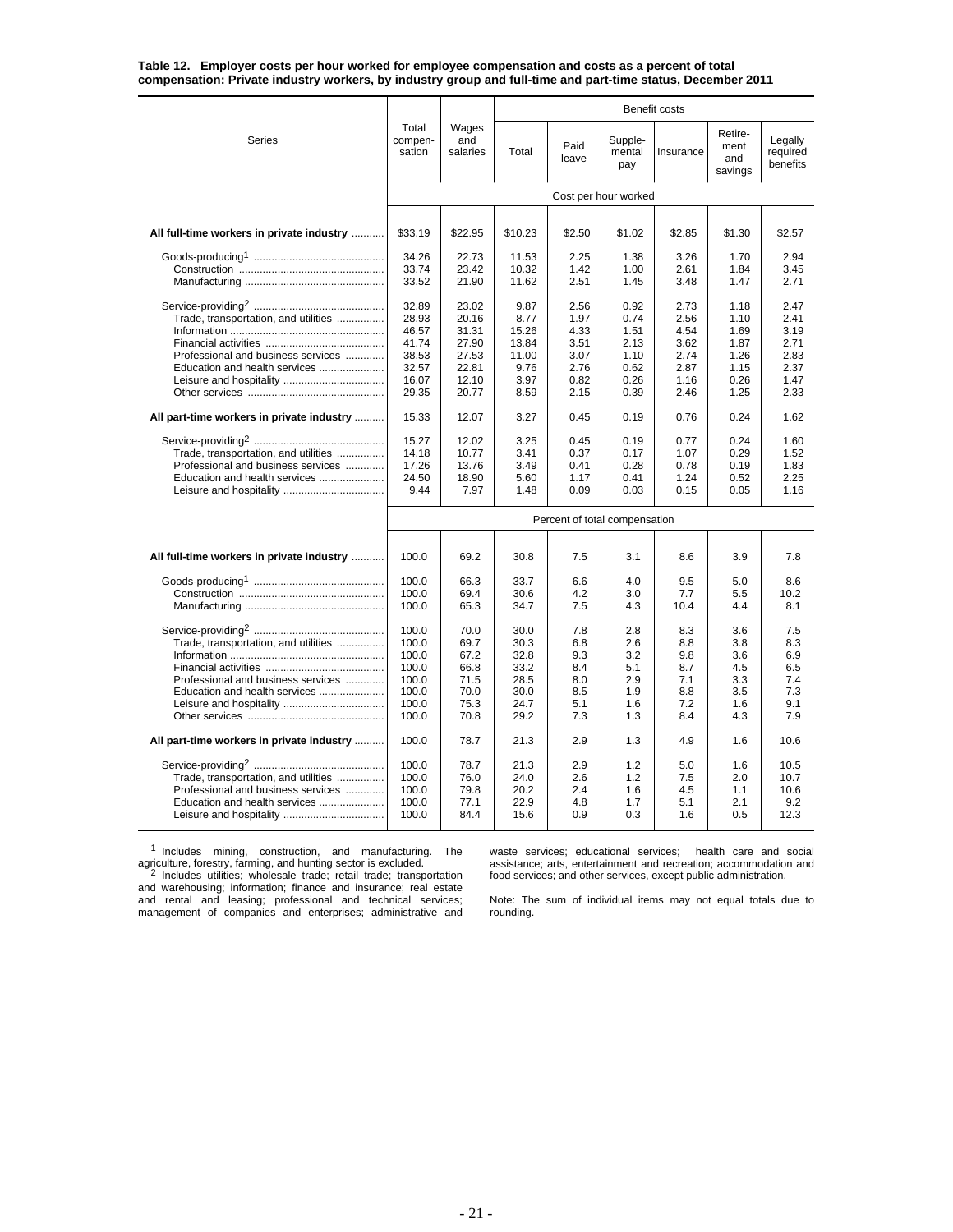**Table 12. Employer costs per hour worked for employee compensation and costs as a percent of total compensation: Private industry workers, by industry group and full-time and part-time status, December 2011**

| Series | Total compen-sation | Wages and salaries | Benefit costs | | | | | |
|---|---|---|---|---|---|---|---|---|
| | | | Total | Paid leave | Supple-mental pay | Insurance | Retire-ment and savings | Legally required benefits |
| | Cost per hour worked | | | | | | | |
| **All full-time workers in private industry** | $33.19 | $22.95 | $10.23 | $2.50 | $1.02 | $2.85 | $1.30 | $2.57 |
| Goods-producing[1] | 34.26 | 22.73 | 11.53 | 2.25 | 1.38 | 3.26 | 1.70 | 2.94 |
| Construction | 33.74 | 23.42 | 10.32 | 1.42 | 1.00 | 2.61 | 1.84 | 3.45 |
| Manufacturing | 33.52 | 21.90 | 11.62 | 2.51 | 1.45 | 3.48 | 1.47 | 2.71 |
| Service-providing[2] | 32.89 | 23.02 | 9.87 | 2.56 | 0.92 | 2.73 | 1.18 | 2.47 |
| Trade, transportation, and utilities | 28.93 | 20.16 | 8.77 | 1.97 | 0.74 | 2.56 | 1.10 | 2.41 |
| Information | 46.57 | 31.31 | 15.26 | 4.33 | 1.51 | 4.54 | 1.69 | 3.19 |
| Financial activities | 41.74 | 27.90 | 13.84 | 3.51 | 2.13 | 3.62 | 1.87 | 2.71 |
| Professional and business services | 38.53 | 27.53 | 11.00 | 3.07 | 1.10 | 2.74 | 1.26 | 2.83 |
| Education and health services | 32.57 | 22.81 | 9.76 | 2.76 | 0.62 | 2.87 | 1.15 | 2.37 |
| Leisure and hospitality | 16.07 | 12.10 | 3.97 | 0.82 | 0.26 | 1.16 | 0.26 | 1.47 |
| Other services | 29.35 | 20.77 | 8.59 | 2.15 | 0.39 | 2.46 | 1.25 | 2.33 |
| **All part-time workers in private industry** | 15.33 | 12.07 | 3.27 | 0.45 | 0.19 | 0.76 | 0.24 | 1.62 |
| Service-providing[2] | 15.27 | 12.02 | 3.25 | 0.45 | 0.19 | 0.77 | 0.24 | 1.60 |
| Trade, transportation, and utilities | 14.18 | 10.77 | 3.41 | 0.37 | 0.17 | 1.07 | 0.29 | 1.52 |
| Professional and business services | 17.26 | 13.76 | 3.49 | 0.41 | 0.28 | 0.78 | 0.19 | 1.83 |
| Education and health services | 24.50 | 18.90 | 5.60 | 1.17 | 0.41 | 1.24 | 0.52 | 2.25 |
| Leisure and hospitality | 9.44 | 7.97 | 1.48 | 0.09 | 0.03 | 0.15 | 0.05 | 1.16 |
| | Percent of total compensation | | | | | | | |
| **All full-time workers in private industry** | 100.0 | 69.2 | 30.8 | 7.5 | 3.1 | 8.6 | 3.9 | 7.8 |
| Goods-producing[1] | 100.0 | 66.3 | 33.7 | 6.6 | 4.0 | 9.5 | 5.0 | 8.6 |
| Construction | 100.0 | 69.4 | 30.6 | 4.2 | 3.0 | 7.7 | 5.5 | 10.2 |
| Manufacturing | 100.0 | 65.3 | 34.7 | 7.5 | 4.3 | 10.4 | 4.4 | 8.1 |
| Service-providing[2] | 100.0 | 70.0 | 30.0 | 7.8 | 2.8 | 8.3 | 3.6 | 7.5 |
| Trade, transportation, and utilities | 100.0 | 69.7 | 30.3 | 6.8 | 2.6 | 8.8 | 3.8 | 8.3 |
| Information | 100.0 | 67.2 | 32.8 | 9.3 | 3.2 | 9.8 | 3.6 | 6.9 |
| Financial activities | 100.0 | 66.8 | 33.2 | 8.4 | 5.1 | 8.7 | 4.5 | 6.5 |
| Professional and business services | 100.0 | 71.5 | 28.5 | 8.0 | 2.9 | 7.1 | 3.3 | 7.4 |
| Education and health services | 100.0 | 70.0 | 30.0 | 8.5 | 1.9 | 8.8 | 3.5 | 7.3 |
| Leisure and hospitality | 100.0 | 75.3 | 24.7 | 5.1 | 1.6 | 7.2 | 1.6 | 9.1 |
| Other services | 100.0 | 70.8 | 29.2 | 7.3 | 1.3 | 8.4 | 4.3 | 7.9 |
| **All part-time workers in private industry** | 100.0 | 78.7 | 21.3 | 2.9 | 1.3 | 4.9 | 1.6 | 10.6 |
| Service-providing[2] | 100.0 | 78.7 | 21.3 | 2.9 | 1.2 | 5.0 | 1.6 | 10.5 |
| Trade, transportation, and utilities | 100.0 | 76.0 | 24.0 | 2.6 | 1.2 | 7.5 | 2.0 | 10.7 |
| Professional and business services | 100.0 | 79.8 | 20.2 | 2.4 | 1.6 | 4.5 | 1.1 | 10.6 |
| Education and health services | 100.0 | 77.1 | 22.9 | 4.8 | 1.7 | 5.1 | 2.1 | 9.2 |
| Leisure and hospitality | 100.0 | 84.4 | 15.6 | 0.9 | 0.3 | 1.6 | 0.5 | 12.3 |

[1] Includes mining, construction, and manufacturing. The agriculture, forestry, farming, and hunting sector is excluded.

[2] Includes utilities; wholesale trade; retail trade; transportation and warehousing; information; finance and insurance; real estate and rental and leasing; professional and technical services; management of companies and enterprises; administrative and waste services; educational services; health care and social assistance; arts, entertainment and recreation; accommodation and food services; and other services, except public administration.

Note: The sum of individual items may not equal totals due to rounding.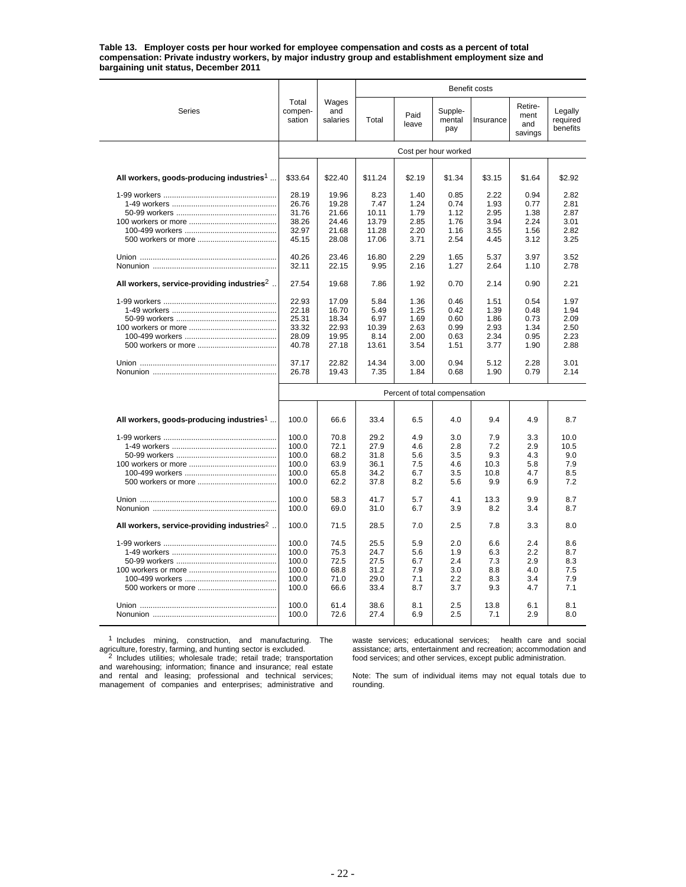**Table 13. Employer costs per hour worked for employee compensation and costs as a percent of total compensation: Private industry workers, by major industry group and establishment employment size and bargaining unit status, December 2011**

| Series | Total compen-sation | Wages and salaries | Benefit costs | | | | | |
|---|---|---|---|---|---|---|---|---|
| | | | Total | Paid leave | Supple-mental pay | Insurance | Retire-ment and savings | Legally required benefits |
| | Cost per hour worked | | | | | | | |
| **All workers, goods-producing industries[1]** | $33.64 | $22.40 | $11.24 | $2.19 | $1.34 | $3.15 | $1.64 | $2.92 |
| 1-99 workers | 28.19 | 19.96 | 8.23 | 1.40 | 0.85 | 2.22 | 0.94 | 2.82 |
| 1-49 workers | 26.76 | 19.28 | 7.47 | 1.24 | 0.74 | 1.93 | 0.77 | 2.81 |
| 50-99 workers | 31.76 | 21.66 | 10.11 | 1.79 | 1.12 | 2.95 | 1.38 | 2.87 |
| 100 workers or more | 38.26 | 24.46 | 13.79 | 2.85 | 1.76 | 3.94 | 2.24 | 3.01 |
| 100-499 workers | 32.97 | 21.68 | 11.28 | 2.20 | 1.16 | 3.55 | 1.56 | 2.82 |
| 500 workers or more | 45.15 | 28.08 | 17.06 | 3.71 | 2.54 | 4.45 | 3.12 | 3.25 |
| Union | 40.26 | 23.46 | 16.80 | 2.29 | 1.65 | 5.37 | 3.97 | 3.52 |
| Nonunion | 32.11 | 22.15 | 9.95 | 2.16 | 1.27 | 2.64 | 1.10 | 2.78 |
| **All workers, service-providing industries[2]** | 27.54 | 19.68 | 7.86 | 1.92 | 0.70 | 2.14 | 0.90 | 2.21 |
| 1-99 workers | 22.93 | 17.09 | 5.84 | 1.36 | 0.46 | 1.51 | 0.54 | 1.97 |
| 1-49 workers | 22.18 | 16.70 | 5.49 | 1.25 | 0.42 | 1.39 | 0.48 | 1.94 |
| 50-99 workers | 25.31 | 18.34 | 6.97 | 1.69 | 0.60 | 1.86 | 0.73 | 2.09 |
| 100 workers or more | 33.32 | 22.93 | 10.39 | 2.63 | 0.99 | 2.93 | 1.34 | 2.50 |
| 100-499 workers | 28.09 | 19.95 | 8.14 | 2.00 | 0.63 | 2.34 | 0.95 | 2.23 |
| 500 workers or more | 40.78 | 27.18 | 13.61 | 3.54 | 1.51 | 3.77 | 1.90 | 2.88 |
| Union | 37.17 | 22.82 | 14.34 | 3.00 | 0.94 | 5.12 | 2.28 | 3.01 |
| Nonunion | 26.78 | 19.43 | 7.35 | 1.84 | 0.68 | 1.90 | 0.79 | 2.14 |
| | Percent of total compensation | | | | | | | |
| **All workers, goods-producing industries[1]** | 100.0 | 66.6 | 33.4 | 6.5 | 4.0 | 9.4 | 4.9 | 8.7 |
| 1-99 workers | 100.0 | 70.8 | 29.2 | 4.9 | 3.0 | 7.9 | 3.3 | 10.0 |
| 1-49 workers | 100.0 | 72.1 | 27.9 | 4.6 | 2.8 | 7.2 | 2.9 | 10.5 |
| 50-99 workers | 100.0 | 68.2 | 31.8 | 5.6 | 3.5 | 9.3 | 4.3 | 9.0 |
| 100 workers or more | 100.0 | 63.9 | 36.1 | 7.5 | 4.6 | 10.3 | 5.8 | 7.9 |
| 100-499 workers | 100.0 | 65.8 | 34.2 | 6.7 | 3.5 | 10.8 | 4.7 | 8.5 |
| 500 workers or more | 100.0 | 62.2 | 37.8 | 8.2 | 5.6 | 9.9 | 6.9 | 7.2 |
| Union | 100.0 | 58.3 | 41.7 | 5.7 | 4.1 | 13.3 | 9.9 | 8.7 |
| Nonunion | 100.0 | 69.0 | 31.0 | 6.7 | 3.9 | 8.2 | 3.4 | 8.7 |
| **All workers, service-providing industries[2]** | 100.0 | 71.5 | 28.5 | 7.0 | 2.5 | 7.8 | 3.3 | 8.0 |
| 1-99 workers | 100.0 | 74.5 | 25.5 | 5.9 | 2.0 | 6.6 | 2.4 | 8.6 |
| 1-49 workers | 100.0 | 75.3 | 24.7 | 5.6 | 1.9 | 6.3 | 2.2 | 8.7 |
| 50-99 workers | 100.0 | 72.5 | 27.5 | 6.7 | 2.4 | 7.3 | 2.9 | 8.3 |
| 100 workers or more | 100.0 | 68.8 | 31.2 | 7.9 | 3.0 | 8.8 | 4.0 | 7.5 |
| 100-499 workers | 100.0 | 71.0 | 29.0 | 7.1 | 2.2 | 8.3 | 3.4 | 7.9 |
| 500 workers or more | 100.0 | 66.6 | 33.4 | 8.7 | 3.7 | 9.3 | 4.7 | 7.1 |
| Union | 100.0 | 61.4 | 38.6 | 8.1 | 2.5 | 13.8 | 6.1 | 8.1 |
| Nonunion | 100.0 | 72.6 | 27.4 | 6.9 | 2.5 | 7.1 | 2.9 | 8.0 |

[1] Includes mining, construction, and manufacturing. The agriculture, forestry, farming, and hunting sector is excluded.

[2] Includes utilities; wholesale trade; retail trade; transportation and warehousing; information; finance and insurance; real estate and rental and leasing; professional and technical services; management of companies and enterprises; administrative and waste services; educational services; health care and social assistance; arts, entertainment and recreation; accommodation and food services; and other services, except public administration.

Note: The sum of individual items may not equal totals due to rounding.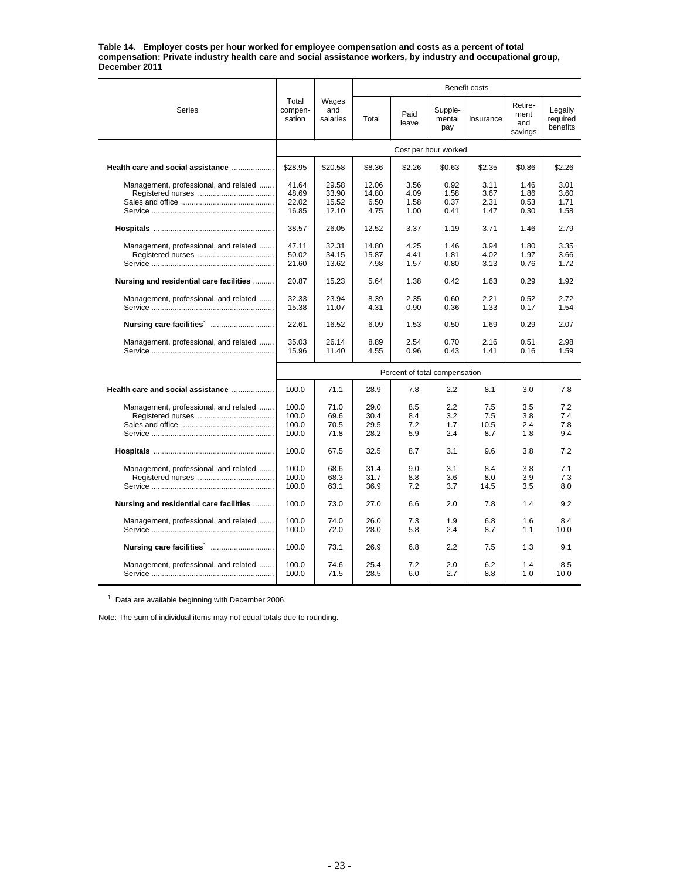**Table 14. Employer costs per hour worked for employee compensation and costs as a percent of total compensation: Private industry health care and social assistance workers, by industry and occupational group, December 2011**

| Series | Total compen-sation | Wages and salaries | Benefit costs | | | | | |
|---|---|---|---|---|---|---|---|---|
| | | | Total | Paid leave | Supple-mental pay | Insurance | Retire-ment and savings | Legally required benefits |
| | Cost per hour worked | | | | | | | |
| **Health care and social assistance** | $28.95 | $20.58 | $8.36 | $2.26 | $0.63 | $2.35 | $0.86 | $2.26 |
| Management, professional, and related | 41.64 | 29.58 | 12.06 | 3.56 | 0.92 | 3.11 | 1.46 | 3.01 |
| Registered nurses | 48.69 | 33.90 | 14.80 | 4.09 | 1.58 | 3.67 | 1.86 | 3.60 |
| Sales and office | 22.02 | 15.52 | 6.50 | 1.58 | 0.37 | 2.31 | 0.53 | 1.71 |
| Service | 16.85 | 12.10 | 4.75 | 1.00 | 0.41 | 1.47 | 0.30 | 1.58 |
| **Hospitals** | 38.57 | 26.05 | 12.52 | 3.37 | 1.19 | 3.71 | 1.46 | 2.79 |
| Management, professional, and related | 47.11 | 32.31 | 14.80 | 4.25 | 1.46 | 3.94 | 1.80 | 3.35 |
| Registered nurses | 50.02 | 34.15 | 15.87 | 4.41 | 1.81 | 4.02 | 1.97 | 3.66 |
| Service | 21.60 | 13.62 | 7.98 | 1.57 | 0.80 | 3.13 | 0.76 | 1.72 |
| **Nursing and residential care facilities** | 20.87 | 15.23 | 5.64 | 1.38 | 0.42 | 1.63 | 0.29 | 1.92 |
| Management, professional, and related | 32.33 | 23.94 | 8.39 | 2.35 | 0.60 | 2.21 | 0.52 | 2.72 |
| Service | 15.38 | 11.07 | 4.31 | 0.90 | 0.36 | 1.33 | 0.17 | 1.54 |
| **Nursing care facilities**[1] | 22.61 | 16.52 | 6.09 | 1.53 | 0.50 | 1.69 | 0.29 | 2.07 |
| Management, professional, and related | 35.03 | 26.14 | 8.89 | 2.54 | 0.70 | 2.16 | 0.51 | 2.98 |
| Service | 15.96 | 11.40 | 4.55 | 0.96 | 0.43 | 1.41 | 0.16 | 1.59 |
| | Percent of total compensation | | | | | | | |
| **Health care and social assistance** | 100.0 | 71.1 | 28.9 | 7.8 | 2.2 | 8.1 | 3.0 | 7.8 |
| Management, professional, and related | 100.0 | 71.0 | 29.0 | 8.5 | 2.2 | 7.5 | 3.5 | 7.2 |
| Registered nurses | 100.0 | 69.6 | 30.4 | 8.4 | 3.2 | 7.5 | 3.8 | 7.4 |
| Sales and office | 100.0 | 70.5 | 29.5 | 7.2 | 1.7 | 10.5 | 2.4 | 7.8 |
| Service | 100.0 | 71.8 | 28.2 | 5.9 | 2.4 | 8.7 | 1.8 | 9.4 |
| **Hospitals** | 100.0 | 67.5 | 32.5 | 8.7 | 3.1 | 9.6 | 3.8 | 7.2 |
| Management, professional, and related | 100.0 | 68.6 | 31.4 | 9.0 | 3.1 | 8.4 | 3.8 | 7.1 |
| Registered nurses | 100.0 | 68.3 | 31.7 | 8.8 | 3.6 | 8.0 | 3.9 | 7.3 |
| Service | 100.0 | 63.1 | 36.9 | 7.2 | 3.7 | 14.5 | 3.5 | 8.0 |
| **Nursing and residential care facilities** | 100.0 | 73.0 | 27.0 | 6.6 | 2.0 | 7.8 | 1.4 | 9.2 |
| Management, professional, and related | 100.0 | 74.0 | 26.0 | 7.3 | 1.9 | 6.8 | 1.6 | 8.4 |
| Service | 100.0 | 72.0 | 28.0 | 5.8 | 2.4 | 8.7 | 1.1 | 10.0 |
| **Nursing care facilities**[1] | 100.0 | 73.1 | 26.9 | 6.8 | 2.2 | 7.5 | 1.3 | 9.1 |
| Management, professional, and related | 100.0 | 74.6 | 25.4 | 7.2 | 2.0 | 6.2 | 1.4 | 8.5 |
| Service | 100.0 | 71.5 | 28.5 | 6.0 | 2.7 | 8.8 | 1.0 | 10.0 |

[1] Data are available beginning with December 2006.

Note: The sum of individual items may not equal totals due to rounding.